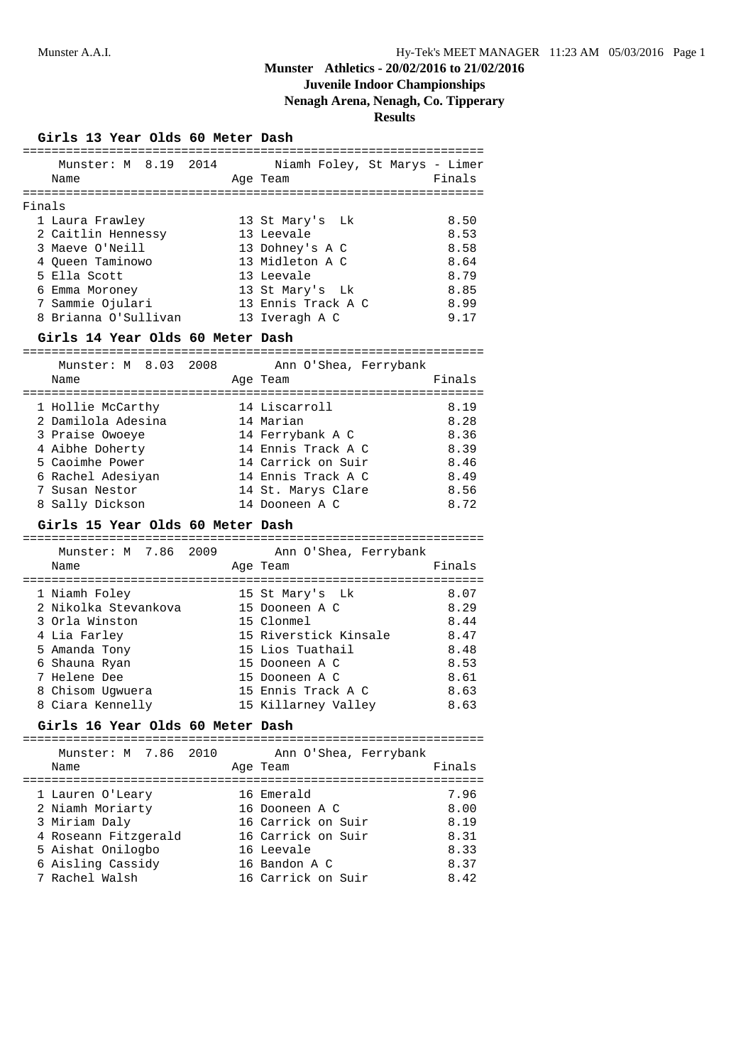# Munster Athletics - 20/02/2016 to 21/02/2016

## Juvenile Indoor Championships

## Nenagh Arena, Nenagh, Co. Tipperary

## Results

### Girls 13 Year Olds 60 Meter Dash

Munster: M 8.19 2014 Niamh Foley, St Marys - Limer

Finals

| | Name | Age | Team | Finals |
|---|---|---|---|---|
| 1 | Laura Frawley | 13 | St Mary's Lk | 8.50 |
| 2 | Caitlin Hennessy | 13 | Leevale | 8.53 |
| 3 | Maeve O'Neill | 13 | Dohney's A C | 8.58 |
| 4 | Queen Taminowo | 13 | Midleton A C | 8.64 |
| 5 | Ella Scott | 13 | Leevale | 8.79 |
| 6 | Emma Moroney | 13 | St Mary's Lk | 8.85 |
| 7 | Sammie Ojulari | 13 | Ennis Track A C | 8.99 |
| 8 | Brianna O'Sullivan | 13 | Iveragh A C | 9.17 |

### Girls 14 Year Olds 60 Meter Dash

Munster: M 8.03 2008 Ann O'Shea, Ferrybank

| | Name | Age | Team | Finals |
|---|---|---|---|---|
| 1 | Hollie McCarthy | 14 | Liscarroll | 8.19 |
| 2 | Damilola Adesina | 14 | Marian | 8.28 |
| 3 | Praise Owoeye | 14 | Ferrybank A C | 8.36 |
| 4 | Aibhe Doherty | 14 | Ennis Track A C | 8.39 |
| 5 | Caoimhe Power | 14 | Carrick on Suir | 8.46 |
| 6 | Rachel Adesiyan | 14 | Ennis Track A C | 8.49 |
| 7 | Susan Nestor | 14 | St. Marys Clare | 8.56 |
| 8 | Sally Dickson | 14 | Dooneen A C | 8.72 |

### Girls 15 Year Olds 60 Meter Dash

Munster: M 7.86 2009 Ann O'Shea, Ferrybank

| | Name | Age | Team | Finals |
|---|---|---|---|---|
| 1 | Niamh Foley | 15 | St Mary's Lk | 8.07 |
| 2 | Nikolka Stevankova | 15 | Dooneen A C | 8.29 |
| 3 | Orla Winston | 15 | Clonmel | 8.44 |
| 4 | Lia Farley | 15 | Riverstick Kinsale | 8.47 |
| 5 | Amanda Tony | 15 | Lios Tuathail | 8.48 |
| 6 | Shauna Ryan | 15 | Dooneen A C | 8.53 |
| 7 | Helene Dee | 15 | Dooneen A C | 8.61 |
| 8 | Chisom Ugwuera | 15 | Ennis Track A C | 8.63 |
| 8 | Ciara Kennelly | 15 | Killarney Valley | 8.63 |

### Girls 16 Year Olds 60 Meter Dash

Munster: M 7.86 2010 Ann O'Shea, Ferrybank

| | Name | Age | Team | Finals |
|---|---|---|---|---|
| 1 | Lauren O'Leary | 16 | Emerald | 7.96 |
| 2 | Niamh Moriarty | 16 | Dooneen A C | 8.00 |
| 3 | Miriam Daly | 16 | Carrick on Suir | 8.19 |
| 4 | Roseann Fitzgerald | 16 | Carrick on Suir | 8.31 |
| 5 | Aishat Onilogbo | 16 | Leevale | 8.33 |
| 6 | Aisling Cassidy | 16 | Bandon A C | 8.37 |
| 7 | Rachel Walsh | 16 | Carrick on Suir | 8.42 |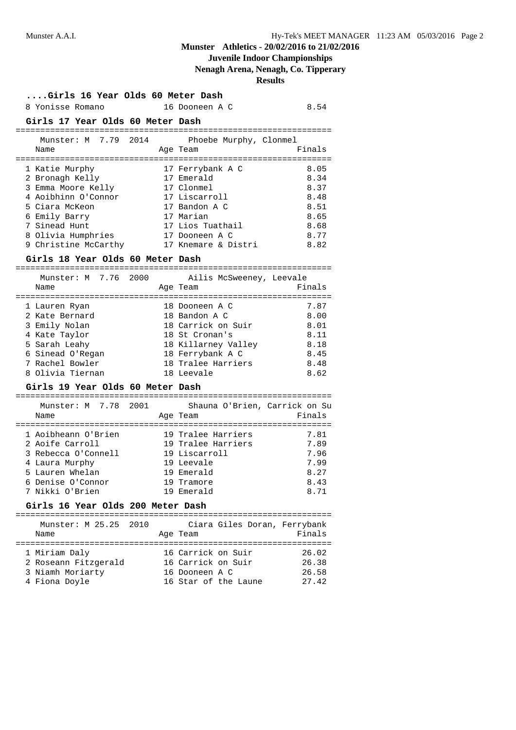**Munster Athletics - 20/02/2016 to 21/02/2016**

**Juvenile Indoor Championships**

**Nenagh Arena, Nenagh, Co. Tipperary**

**Results**

### ....Girls 16 Year Olds 60 Meter Dash

| Place | Name | Age | Team | Finals |
|---|---|---|---|---|
| 8 | Yonisse Romano | 16 | Dooneen A C | 8.54 |

### Girls 17 Year Olds 60 Meter Dash

Munster: M 7.79 2014 Phoebe Murphy, Clonmel

| Place | Name | Age | Team | Finals |
|---|---|---|---|---|
| 1 | Katie Murphy | 17 | Ferrybank A C | 8.05 |
| 2 | Bronagh Kelly | 17 | Emerald | 8.34 |
| 3 | Emma Moore Kelly | 17 | Clonmel | 8.37 |
| 4 | Aoibhinn O'Connor | 17 | Liscarroll | 8.48 |
| 5 | Ciara McKeon | 17 | Bandon A C | 8.51 |
| 6 | Emily Barry | 17 | Marian | 8.65 |
| 7 | Sinead Hunt | 17 | Lios Tuathail | 8.68 |
| 8 | Olivia Humphries | 17 | Dooneen A C | 8.77 |
| 9 | Christine McCarthy | 17 | Knemare & Distri | 8.82 |

### Girls 18 Year Olds 60 Meter Dash

Munster: M 7.76 2000 Ailis McSweeney, Leevale

| Place | Name | Age | Team | Finals |
|---|---|---|---|---|
| 1 | Lauren Ryan | 18 | Dooneen A C | 7.87 |
| 2 | Kate Bernard | 18 | Bandon A C | 8.00 |
| 3 | Emily Nolan | 18 | Carrick on Suir | 8.01 |
| 4 | Kate Taylor | 18 | St Cronan's | 8.11 |
| 5 | Sarah Leahy | 18 | Killarney Valley | 8.18 |
| 6 | Sinead O'Regan | 18 | Ferrybank A C | 8.45 |
| 7 | Rachel Bowler | 18 | Tralee Harriers | 8.48 |
| 8 | Olivia Tiernan | 18 | Leevale | 8.62 |

### Girls 19 Year Olds 60 Meter Dash

Munster: M 7.78 2001 Shauna O'Brien, Carrick on Su

| Place | Name | Age | Team | Finals |
|---|---|---|---|---|
| 1 | Aoibheann O'Brien | 19 | Tralee Harriers | 7.81 |
| 2 | Aoife Carroll | 19 | Tralee Harriers | 7.89 |
| 3 | Rebecca O'Connell | 19 | Liscarroll | 7.96 |
| 4 | Laura Murphy | 19 | Leevale | 7.99 |
| 5 | Lauren Whelan | 19 | Emerald | 8.27 |
| 6 | Denise O'Connor | 19 | Tramore | 8.43 |
| 7 | Nikki O'Brien | 19 | Emerald | 8.71 |

### Girls 16 Year Olds 200 Meter Dash

Munster: M 25.25 2010 Ciara Giles Doran, Ferrybank

| Place | Name | Age | Team | Finals |
|---|---|---|---|---|
| 1 | Miriam Daly | 16 | Carrick on Suir | 26.02 |
| 2 | Roseann Fitzgerald | 16 | Carrick on Suir | 26.38 |
| 3 | Niamh Moriarty | 16 | Dooneen A C | 26.58 |
| 4 | Fiona Doyle | 16 | Star of the Laune | 27.42 |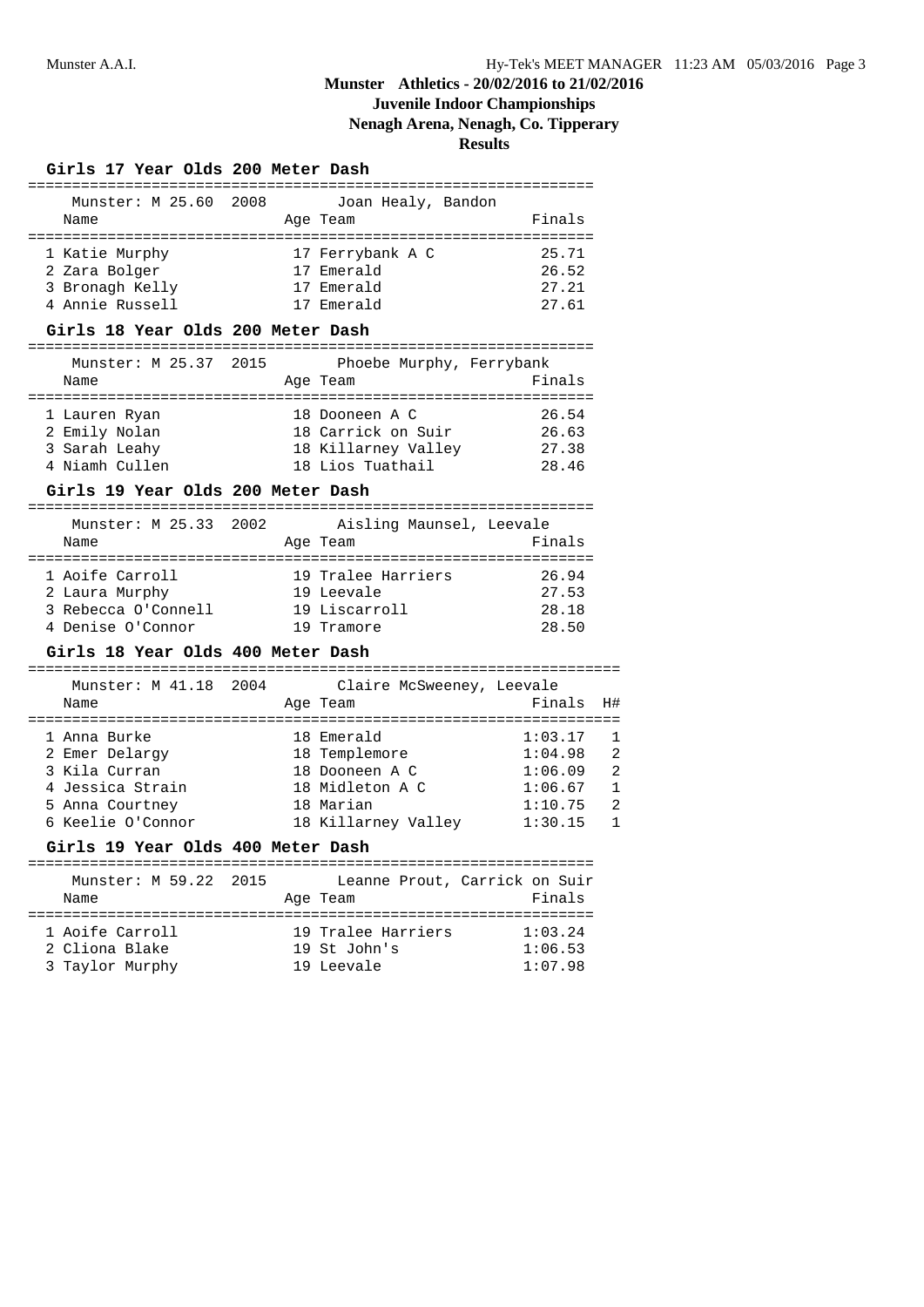## Munster Athletics - 20/02/2016 to 21/02/2016

### Juvenile Indoor Championships

### Nenagh Arena, Nenagh, Co. Tipperary

### Results

**Girls 17 Year Olds 200 Meter Dash**

Munster: M 25.60 2008 Joan Healy, Bandon

| Name | Age | Team | Finals |
|---|---|---|---|
| 1 Katie Murphy | 17 | Ferrybank A C | 25.71 |
| 2 Zara Bolger | 17 | Emerald | 26.52 |
| 3 Bronagh Kelly | 17 | Emerald | 27.21 |
| 4 Annie Russell | 17 | Emerald | 27.61 |

**Girls 18 Year Olds 200 Meter Dash**

Munster: M 25.37 2015 Phoebe Murphy, Ferrybank

| Name | Age | Team | Finals |
|---|---|---|---|
| 1 Lauren Ryan | 18 | Dooneen A C | 26.54 |
| 2 Emily Nolan | 18 | Carrick on Suir | 26.63 |
| 3 Sarah Leahy | 18 | Killarney Valley | 27.38 |
| 4 Niamh Cullen | 18 | Lios Tuathail | 28.46 |

**Girls 19 Year Olds 200 Meter Dash**

Munster: M 25.33 2002 Aisling Maunsel, Leevale

| Name | Age | Team | Finals |
|---|---|---|---|
| 1 Aoife Carroll | 19 | Tralee Harriers | 26.94 |
| 2 Laura Murphy | 19 | Leevale | 27.53 |
| 3 Rebecca O'Connell | 19 | Liscarroll | 28.18 |
| 4 Denise O'Connor | 19 | Tramore | 28.50 |

**Girls 18 Year Olds 400 Meter Dash**

Munster: M 41.18 2004 Claire McSweeney, Leevale

| Name | Age | Team | Finals | H# |
|---|---|---|---|---|
| 1 Anna Burke | 18 | Emerald | 1:03.17 | 1 |
| 2 Emer Delargy | 18 | Templemore | 1:04.98 | 2 |
| 3 Kila Curran | 18 | Dooneen A C | 1:06.09 | 2 |
| 4 Jessica Strain | 18 | Midleton A C | 1:06.67 | 1 |
| 5 Anna Courtney | 18 | Marian | 1:10.75 | 2 |
| 6 Keelie O'Connor | 18 | Killarney Valley | 1:30.15 | 1 |

**Girls 19 Year Olds 400 Meter Dash**

Munster: M 59.22 2015 Leanne Prout, Carrick on Suir

| Name | Age | Team | Finals |
|---|---|---|---|
| 1 Aoife Carroll | 19 | Tralee Harriers | 1:03.24 |
| 2 Cliona Blake | 19 | St John's | 1:06.53 |
| 3 Taylor Murphy | 19 | Leevale | 1:07.98 |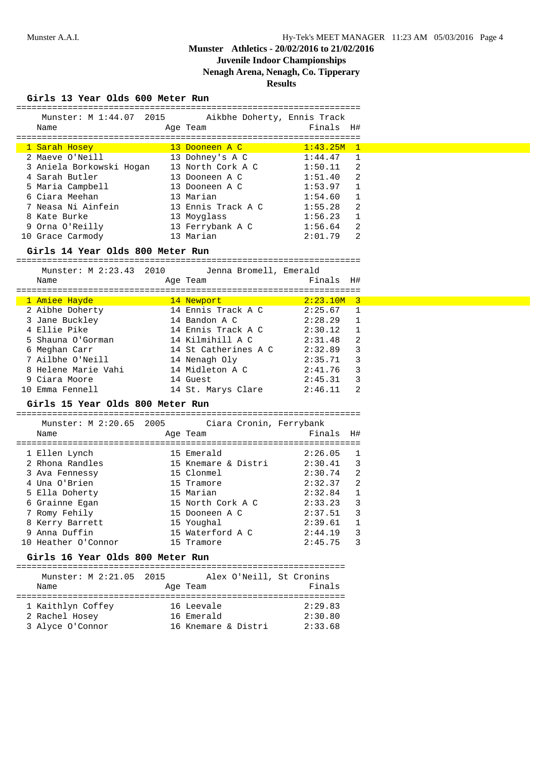# Munster Athletics - 20/02/2016 to 21/02/2016

## Juvenile Indoor Championships

## Nenagh Arena, Nenagh, Co. Tipperary

## Results

### Girls 13 Year Olds 600 Meter Run

Munster: M 1:44.07 2015 Aikbhe Doherty, Ennis Track

| | Name | Age | Team | Finals | H# |
|---|---|---|---|---|---|
| 1 | Sarah Hosey | 13 | Dooneen A C | 1:43.25M | 1 |
| 2 | Maeve O'Neill | 13 | Dohney's A C | 1:44.47 | 1 |
| 3 | Aniela Borkowski Hogan | 13 | North Cork A C | 1:50.11 | 2 |
| 4 | Sarah Butler | 13 | Dooneen A C | 1:51.40 | 2 |
| 5 | Maria Campbell | 13 | Dooneen A C | 1:53.97 | 1 |
| 6 | Ciara Meehan | 13 | Marian | 1:54.60 | 1 |
| 7 | Neasa Ni Ainfein | 13 | Ennis Track A C | 1:55.28 | 2 |
| 8 | Kate Burke | 13 | Moyglass | 1:56.23 | 1 |
| 9 | Orna O'Reilly | 13 | Ferrybank A C | 1:56.64 | 2 |
| 10 | Grace Carmody | 13 | Marian | 2:01.79 | 2 |

### Girls 14 Year Olds 800 Meter Run

Munster: M 2:23.43 2010 Jenna Bromell, Emerald

| | Name | Age | Team | Finals | H# |
|---|---|---|---|---|---|
| 1 | Amiee Hayde | 14 | Newport | 2:23.10M | 3 |
| 2 | Aibhe Doherty | 14 | Ennis Track A C | 2:25.67 | 1 |
| 3 | Jane Buckley | 14 | Bandon A C | 2:28.29 | 1 |
| 4 | Ellie Pike | 14 | Ennis Track A C | 2:30.12 | 1 |
| 5 | Shauna O'Gorman | 14 | Kilmihill A C | 2:31.48 | 2 |
| 6 | Meghan Carr | 14 | St Catherines A C | 2:32.89 | 3 |
| 7 | Ailbhe O'Neill | 14 | Nenagh Oly | 2:35.71 | 3 |
| 8 | Helene Marie Vahi | 14 | Midleton A C | 2:41.76 | 3 |
| 9 | Ciara Moore | 14 | Guest | 2:45.31 | 3 |
| 10 | Emma Fennell | 14 | St. Marys Clare | 2:46.11 | 2 |

### Girls 15 Year Olds 800 Meter Run

Munster: M 2:20.65 2005 Ciara Cronin, Ferrybank

| | Name | Age | Team | Finals | H# |
|---|---|---|---|---|---|
| 1 | Ellen Lynch | 15 | Emerald | 2:26.05 | 1 |
| 2 | Rhona Randles | 15 | Knemare & Distri | 2:30.41 | 3 |
| 3 | Ava Fennessy | 15 | Clonmel | 2:30.74 | 2 |
| 4 | Una O'Brien | 15 | Tramore | 2:32.37 | 2 |
| 5 | Ella Doherty | 15 | Marian | 2:32.84 | 1 |
| 6 | Grainne Egan | 15 | North Cork A C | 2:33.23 | 3 |
| 7 | Romy Fehily | 15 | Dooneen A C | 2:37.51 | 3 |
| 8 | Kerry Barrett | 15 | Youghal | 2:39.61 | 1 |
| 9 | Anna Duffin | 15 | Waterford A C | 2:44.19 | 3 |
| 10 | Heather O'Connor | 15 | Tramore | 2:45.75 | 3 |

### Girls 16 Year Olds 800 Meter Run

Munster: M 2:21.05 2015 Alex O'Neill, St Cronins

| | Name | Age | Team | Finals |
|---|---|---|---|---|
| 1 | Kaithlyn Coffey | 16 | Leevale | 2:29.83 |
| 2 | Rachel Hosey | 16 | Emerald | 2:30.80 |
| 3 | Alyce O'Connor | 16 | Knemare & Distri | 2:33.68 |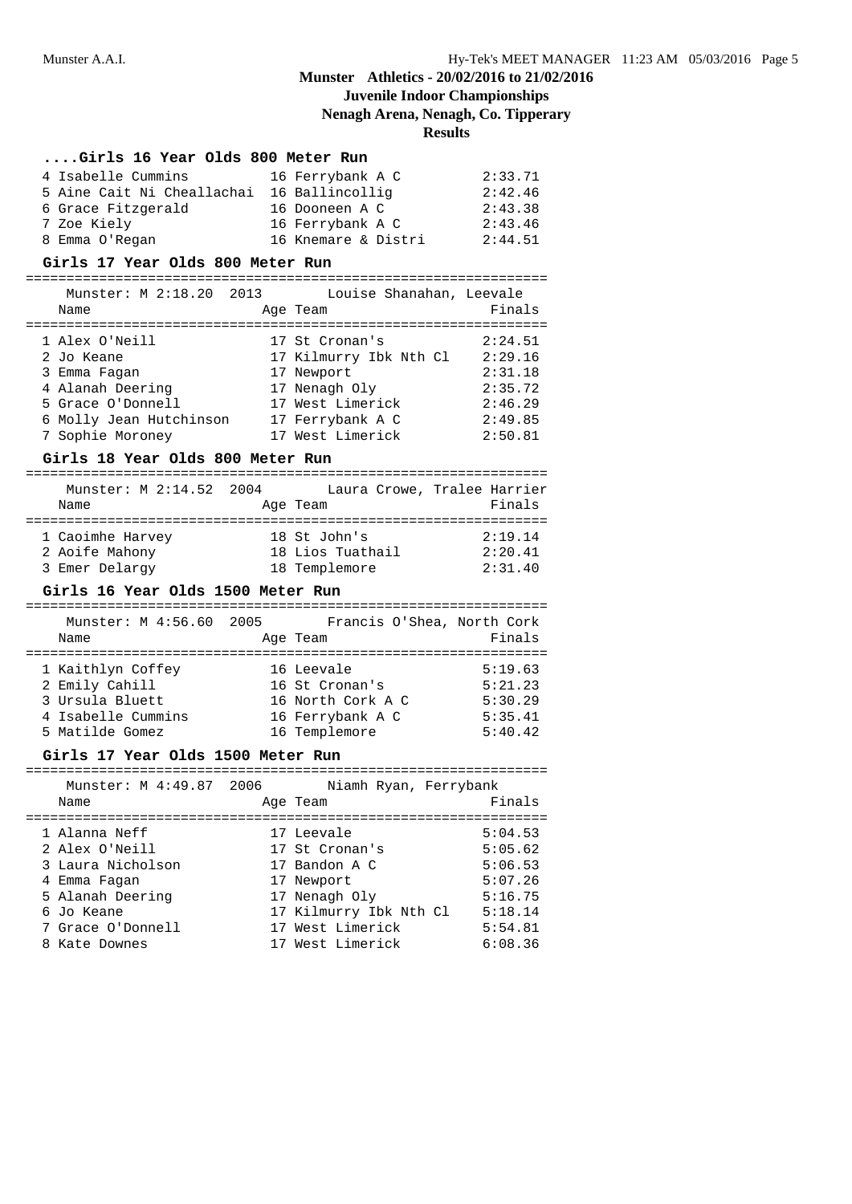# Munster Athletics - 20/02/2016 to 21/02/2016

## Juvenile Indoor Championships

## Nenagh Arena, Nenagh, Co. Tipperary

## Results

### ....Girls 16 Year Olds 800 Meter Run

| Place | Name | Age | Team | Finals |
|---|---|---|---|---|
| 4 | Isabelle Cummins | 16 | Ferrybank A C | 2:33.71 |
| 5 | Aine Cait Ni Cheallachai | 16 | Ballincollig | 2:42.46 |
| 6 | Grace Fitzgerald | 16 | Dooneen A C | 2:43.38 |
| 7 | Zoe Kiely | 16 | Ferrybank A C | 2:43.46 |
| 8 | Emma O'Regan | 16 | Knemare & Distri | 2:44.51 |

### Girls 17 Year Olds 800 Meter Run

Munster: M 2:18.20 2013 Louise Shanahan, Leevale

| Place | Name | Age | Team | Finals |
|---|---|---|---|---|
| 1 | Alex O'Neill | 17 | St Cronan's | 2:24.51 |
| 2 | Jo Keane | 17 | Kilmurry Ibk Nth Cl | 2:29.16 |
| 3 | Emma Fagan | 17 | Newport | 2:31.18 |
| 4 | Alanah Deering | 17 | Nenagh Oly | 2:35.72 |
| 5 | Grace O'Donnell | 17 | West Limerick | 2:46.29 |
| 6 | Molly Jean Hutchinson | 17 | Ferrybank A C | 2:49.85 |
| 7 | Sophie Moroney | 17 | West Limerick | 2:50.81 |

### Girls 18 Year Olds 800 Meter Run

Munster: M 2:14.52 2004 Laura Crowe, Tralee Harrier

| Place | Name | Age | Team | Finals |
|---|---|---|---|---|
| 1 | Caoimhe Harvey | 18 | St John's | 2:19.14 |
| 2 | Aoife Mahony | 18 | Lios Tuathail | 2:20.41 |
| 3 | Emer Delargy | 18 | Templemore | 2:31.40 |

### Girls 16 Year Olds 1500 Meter Run

Munster: M 4:56.60 2005 Francis O'Shea, North Cork

| Place | Name | Age | Team | Finals |
|---|---|---|---|---|
| 1 | Kaithlyn Coffey | 16 | Leevale | 5:19.63 |
| 2 | Emily Cahill | 16 | St Cronan's | 5:21.23 |
| 3 | Ursula Bluett | 16 | North Cork A C | 5:30.29 |
| 4 | Isabelle Cummins | 16 | Ferrybank A C | 5:35.41 |
| 5 | Matilde Gomez | 16 | Templemore | 5:40.42 |

### Girls 17 Year Olds 1500 Meter Run

Munster: M 4:49.87 2006 Niamh Ryan, Ferrybank

| Place | Name | Age | Team | Finals |
|---|---|---|---|---|
| 1 | Alanna Neff | 17 | Leevale | 5:04.53 |
| 2 | Alex O'Neill | 17 | St Cronan's | 5:05.62 |
| 3 | Laura Nicholson | 17 | Bandon A C | 5:06.53 |
| 4 | Emma Fagan | 17 | Newport | 5:07.26 |
| 5 | Alanah Deering | 17 | Nenagh Oly | 5:16.75 |
| 6 | Jo Keane | 17 | Kilmurry Ibk Nth Cl | 5:18.14 |
| 7 | Grace O'Donnell | 17 | West Limerick | 5:54.81 |
| 8 | Kate Downes | 17 | West Limerick | 6:08.36 |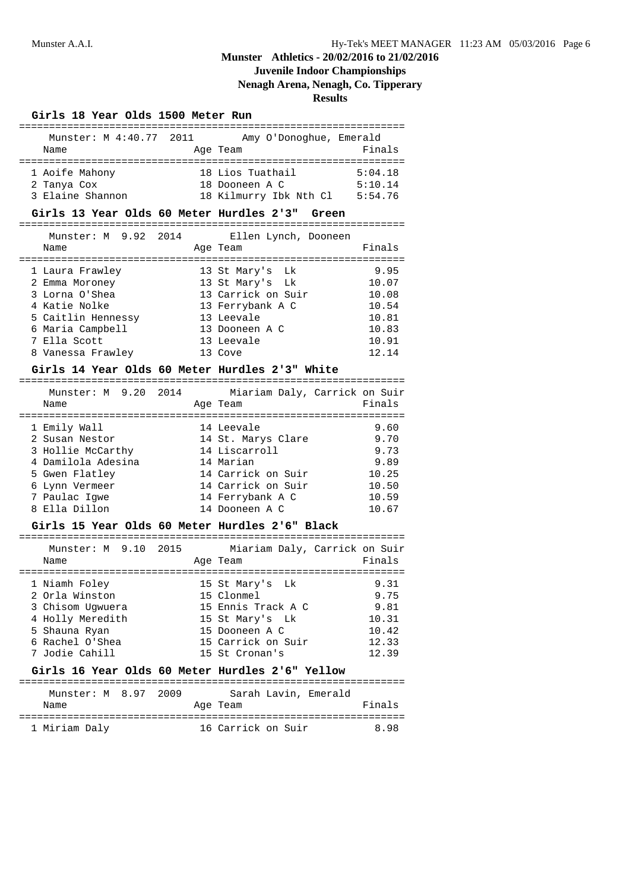# Munster Athletics - 20/02/2016 to 21/02/2016

## Juvenile Indoor Championships

## Nenagh Arena, Nenagh, Co. Tipperary

## Results

### Girls 18 Year Olds 1500 Meter Run

Munster: M 4:40.77 2011 Amy O'Donoghue, Emerald

| Name | Age | Team | Finals |
|---|---|---|---|
| 1 Aoife Mahony | 18 | Lios Tuathail | 5:04.18 |
| 2 Tanya Cox | 18 | Dooneen A C | 5:10.14 |
| 3 Elaine Shannon | 18 | Kilmurry Ibk Nth Cl | 5:54.76 |

### Girls 13 Year Olds 60 Meter Hurdles 2'3" Green

Munster: M 9.92 2014 Ellen Lynch, Dooneen

| Name | Age | Team | Finals |
|---|---|---|---|
| 1 Laura Frawley | 13 | St Mary's Lk | 9.95 |
| 2 Emma Moroney | 13 | St Mary's Lk | 10.07 |
| 3 Lorna O'Shea | 13 | Carrick on Suir | 10.08 |
| 4 Katie Nolke | 13 | Ferrybank A C | 10.54 |
| 5 Caitlin Hennessy | 13 | Leevale | 10.81 |
| 6 Maria Campbell | 13 | Dooneen A C | 10.83 |
| 7 Ella Scott | 13 | Leevale | 10.91 |
| 8 Vanessa Frawley | 13 | Cove | 12.14 |

### Girls 14 Year Olds 60 Meter Hurdles 2'3" White

Munster: M 9.20 2014 Miariam Daly, Carrick on Suir

| Name | Age | Team | Finals |
|---|---|---|---|
| 1 Emily Wall | 14 | Leevale | 9.60 |
| 2 Susan Nestor | 14 | St. Marys Clare | 9.70 |
| 3 Hollie McCarthy | 14 | Liscarroll | 9.73 |
| 4 Damilola Adesina | 14 | Marian | 9.89 |
| 5 Gwen Flatley | 14 | Carrick on Suir | 10.25 |
| 6 Lynn Vermeer | 14 | Carrick on Suir | 10.50 |
| 7 Paulac Igwe | 14 | Ferrybank A C | 10.59 |
| 8 Ella Dillon | 14 | Dooneen A C | 10.67 |

### Girls 15 Year Olds 60 Meter Hurdles 2'6" Black

Munster: M 9.10 2015 Miariam Daly, Carrick on Suir

| Name | Age | Team | Finals |
|---|---|---|---|
| 1 Niamh Foley | 15 | St Mary's Lk | 9.31 |
| 2 Orla Winston | 15 | Clonmel | 9.75 |
| 3 Chisom Ugwuera | 15 | Ennis Track A C | 9.81 |
| 4 Holly Meredith | 15 | St Mary's Lk | 10.31 |
| 5 Shauna Ryan | 15 | Dooneen A C | 10.42 |
| 6 Rachel O'Shea | 15 | Carrick on Suir | 12.33 |
| 7 Jodie Cahill | 15 | St Cronan's | 12.39 |

### Girls 16 Year Olds 60 Meter Hurdles 2'6" Yellow

Munster: M 8.97 2009 Sarah Lavin, Emerald

| Name | Age | Team | Finals |
|---|---|---|---|
| 1 Miriam Daly | 16 | Carrick on Suir | 8.98 |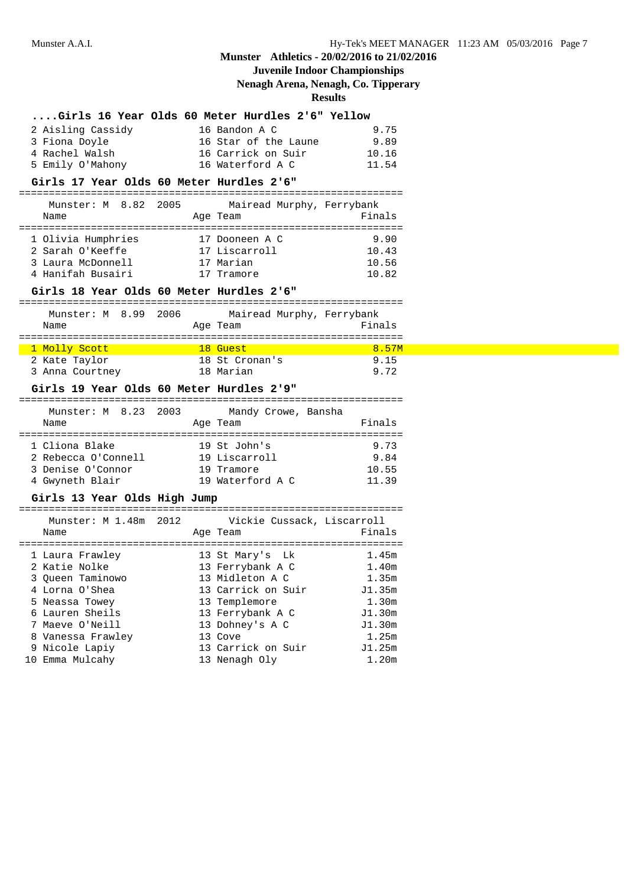## Munster Athletics - 20/02/2016 to 21/02/2016

### Juvenile Indoor Championships

### Nenagh Arena, Nenagh, Co. Tipperary

### Results

#### ....Girls 16 Year Olds 60 Meter Hurdles 2'6" Yellow

| | Name | Age | Team | Finals |
|---|---|---|---|---|
| 2 | Aisling Cassidy | 16 | Bandon A C | 9.75 |
| 3 | Fiona Doyle | 16 | Star of the Laune | 9.89 |
| 4 | Rachel Walsh | 16 | Carrick on Suir | 10.16 |
| 5 | Emily O'Mahony | 16 | Waterford A C | 11.54 |

#### Girls 17 Year Olds 60 Meter Hurdles 2'6"

Munster: M 8.82 2005 Mairead Murphy, Ferrybank

| | Name | Age | Team | Finals |
|---|---|---|---|---|
| 1 | Olivia Humphries | 17 | Dooneen A C | 9.90 |
| 2 | Sarah O'Keeffe | 17 | Liscarroll | 10.43 |
| 3 | Laura McDonnell | 17 | Marian | 10.56 |
| 4 | Hanifah Busairi | 17 | Tramore | 10.82 |

#### Girls 18 Year Olds 60 Meter Hurdles 2'6"

Munster: M 8.99 2006 Mairead Murphy, Ferrybank

| | Name | Age | Team | Finals |
|---|---|---|---|---|
| 1 | Molly Scott | 18 | Guest | 8.57M |
| 2 | Kate Taylor | 18 | St Cronan's | 9.15 |
| 3 | Anna Courtney | 18 | Marian | 9.72 |

#### Girls 19 Year Olds 60 Meter Hurdles 2'9"

Munster: M 8.23 2003 Mandy Crowe, Bansha

| | Name | Age | Team | Finals |
|---|---|---|---|---|
| 1 | Cliona Blake | 19 | St John's | 9.73 |
| 2 | Rebecca O'Connell | 19 | Liscarroll | 9.84 |
| 3 | Denise O'Connor | 19 | Tramore | 10.55 |
| 4 | Gwyneth Blair | 19 | Waterford A C | 11.39 |

#### Girls 13 Year Olds High Jump

Munster: M 1.48m 2012 Vickie Cussack, Liscarroll

| | Name | Age | Team | Finals |
|---|---|---|---|---|
| 1 | Laura Frawley | 13 | St Mary's Lk | 1.45m |
| 2 | Katie Nolke | 13 | Ferrybank A C | 1.40m |
| 3 | Queen Taminowo | 13 | Midleton A C | 1.35m |
| 4 | Lorna O'Shea | 13 | Carrick on Suir | J1.35m |
| 5 | Neassa Towey | 13 | Templemore | 1.30m |
| 6 | Lauren Sheils | 13 | Ferrybank A C | J1.30m |
| 7 | Maeve O'Neill | 13 | Dohney's A C | J1.30m |
| 8 | Vanessa Frawley | 13 | Cove | 1.25m |
| 9 | Nicole Lapiy | 13 | Carrick on Suir | J1.25m |
| 10 | Emma Mulcahy | 13 | Nenagh Oly | 1.20m |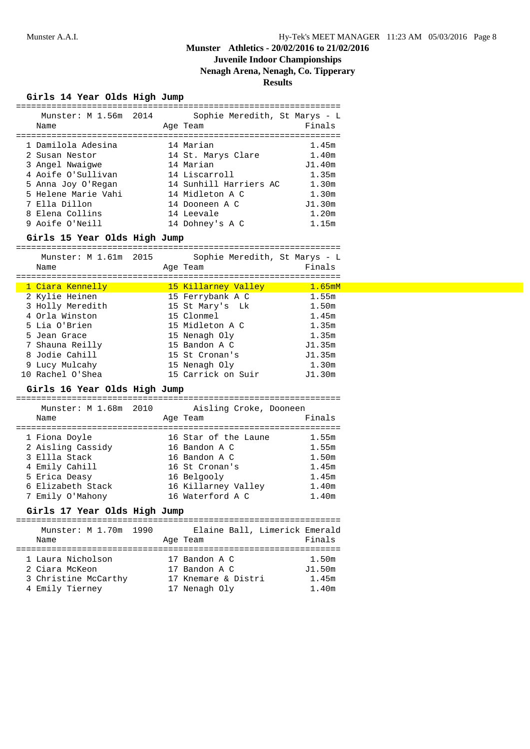Munster Athletics - 20/02/2016 to 21/02/2016

Juvenile Indoor Championships

Nenagh Arena, Nenagh, Co. Tipperary

Results

## Girls 14 Year Olds High Jump

Munster: M 1.56m 2014 Sophie Meredith, St Marys - L

| | Name | Age | Team | Finals |
|---|---|---|---|---|
| 1 | Damilola Adesina | 14 | Marian | 1.45m |
| 2 | Susan Nestor | 14 | St. Marys Clare | 1.40m |
| 3 | Angel Nwaigwe | 14 | Marian | J1.40m |
| 4 | Aoife O'Sullivan | 14 | Liscarroll | 1.35m |
| 5 | Anna Joy O'Regan | 14 | Sunhill Harriers AC | 1.30m |
| 5 | Helene Marie Vahi | 14 | Midleton A C | 1.30m |
| 7 | Ella Dillon | 14 | Dooneen A C | J1.30m |
| 8 | Elena Collins | 14 | Leevale | 1.20m |
| 9 | Aoife O'Neill | 14 | Dohney's A C | 1.15m |

## Girls 15 Year Olds High Jump

Munster: M 1.61m 2015 Sophie Meredith, St Marys - L

| | Name | Age | Team | Finals |
|---|---|---|---|---|
| 1 | Ciara Kennelly | 15 | Killarney Valley | 1.65mM |
| 2 | Kylie Heinen | 15 | Ferrybank A C | 1.55m |
| 3 | Holly Meredith | 15 | St Mary's Lk | 1.50m |
| 4 | Orla Winston | 15 | Clonmel | 1.45m |
| 5 | Lia O'Brien | 15 | Midleton A C | 1.35m |
| 5 | Jean Grace | 15 | Nenagh Oly | 1.35m |
| 7 | Shauna Reilly | 15 | Bandon A C | J1.35m |
| 8 | Jodie Cahill | 15 | St Cronan's | J1.35m |
| 9 | Lucy Mulcahy | 15 | Nenagh Oly | 1.30m |
| 10 | Rachel O'Shea | 15 | Carrick on Suir | J1.30m |

## Girls 16 Year Olds High Jump

Munster: M 1.68m 2010 Aisling Croke, Dooneen

| | Name | Age | Team | Finals |
|---|---|---|---|---|
| 1 | Fiona Doyle | 16 | Star of the Laune | 1.55m |
| 2 | Aisling Cassidy | 16 | Bandon A C | 1.55m |
| 3 | Ellla Stack | 16 | Bandon A C | 1.50m |
| 4 | Emily Cahill | 16 | St Cronan's | 1.45m |
| 5 | Erica Deasy | 16 | Belgooly | 1.45m |
| 6 | Elizabeth Stack | 16 | Killarney Valley | 1.40m |
| 7 | Emily O'Mahony | 16 | Waterford A C | 1.40m |

## Girls 17 Year Olds High Jump

Munster: M 1.70m 1990 Elaine Ball, Limerick Emerald

| | Name | Age | Team | Finals |
|---|---|---|---|---|
| 1 | Laura Nicholson | 17 | Bandon A C | 1.50m |
| 2 | Ciara McKeon | 17 | Bandon A C | J1.50m |
| 3 | Christine McCarthy | 17 | Knemare & Distri | 1.45m |
| 4 | Emily Tierney | 17 | Nenagh Oly | 1.40m |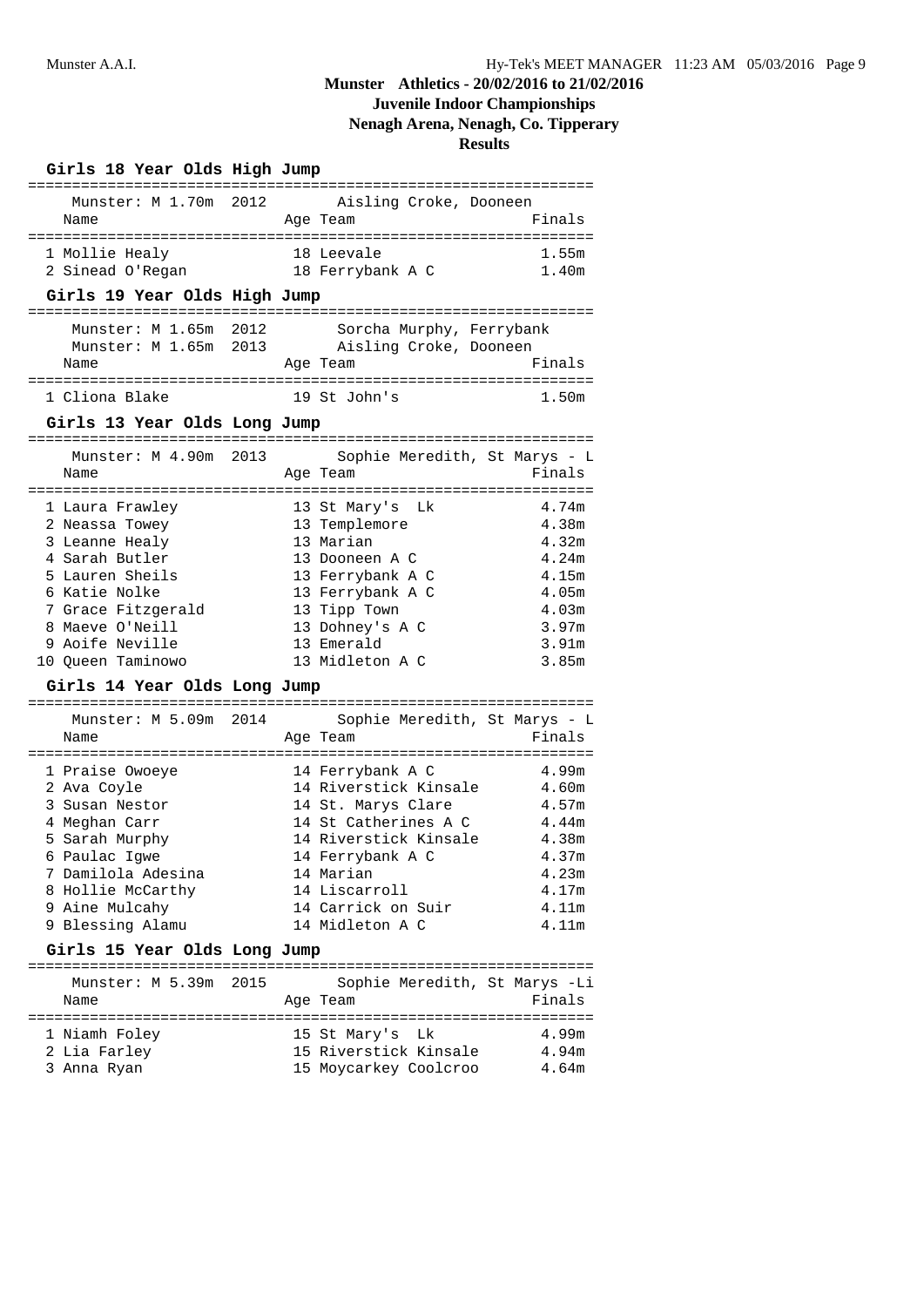# Munster Athletics - 20/02/2016 to 21/02/2016
## Juvenile Indoor Championships
## Nenagh Arena, Nenagh, Co. Tipperary
## Results

### Girls 18 Year Olds High Jump

Munster: M 1.70m 2012 Aisling Croke, Dooneen

| | Name | Age | Team | Finals |
|---|---|---|---|---|
| 1 | Mollie Healy | 18 | Leevale | 1.55m |
| 2 | Sinead O'Regan | 18 | Ferrybank A C | 1.40m |

### Girls 19 Year Olds High Jump

Munster: M 1.65m 2012 Sorcha Murphy, Ferrybank
Munster: M 1.65m 2013 Aisling Croke, Dooneen

| | Name | Age | Team | Finals |
|---|---|---|---|---|
| 1 | Cliona Blake | 19 | St John's | 1.50m |

### Girls 13 Year Olds Long Jump

Munster: M 4.90m 2013 Sophie Meredith, St Marys - L

| | Name | Age | Team | Finals |
|---|---|---|---|---|
| 1 | Laura Frawley | 13 | St Mary's Lk | 4.74m |
| 2 | Neassa Towey | 13 | Templemore | 4.38m |
| 3 | Leanne Healy | 13 | Marian | 4.32m |
| 4 | Sarah Butler | 13 | Dooneen A C | 4.24m |
| 5 | Lauren Sheils | 13 | Ferrybank A C | 4.15m |
| 6 | Katie Nolke | 13 | Ferrybank A C | 4.05m |
| 7 | Grace Fitzgerald | 13 | Tipp Town | 4.03m |
| 8 | Maeve O'Neill | 13 | Dohney's A C | 3.97m |
| 9 | Aoife Neville | 13 | Emerald | 3.91m |
| 10 | Queen Taminowo | 13 | Midleton A C | 3.85m |

### Girls 14 Year Olds Long Jump

Munster: M 5.09m 2014 Sophie Meredith, St Marys - L

| | Name | Age | Team | Finals |
|---|---|---|---|---|
| 1 | Praise Owoeye | 14 | Ferrybank A C | 4.99m |
| 2 | Ava Coyle | 14 | Riverstick Kinsale | 4.60m |
| 3 | Susan Nestor | 14 | St. Marys Clare | 4.57m |
| 4 | Meghan Carr | 14 | St Catherines A C | 4.44m |
| 5 | Sarah Murphy | 14 | Riverstick Kinsale | 4.38m |
| 6 | Paulac Igwe | 14 | Ferrybank A C | 4.37m |
| 7 | Damilola Adesina | 14 | Marian | 4.23m |
| 8 | Hollie McCarthy | 14 | Liscarroll | 4.17m |
| 9 | Aine Mulcahy | 14 | Carrick on Suir | 4.11m |
| 9 | Blessing Alamu | 14 | Midleton A C | 4.11m |

### Girls 15 Year Olds Long Jump

Munster: M 5.39m 2015 Sophie Meredith, St Marys -Li

| | Name | Age | Team | Finals |
|---|---|---|---|---|
| 1 | Niamh Foley | 15 | St Mary's Lk | 4.99m |
| 2 | Lia Farley | 15 | Riverstick Kinsale | 4.94m |
| 3 | Anna Ryan | 15 | Moycarkey Coolcroo | 4.64m |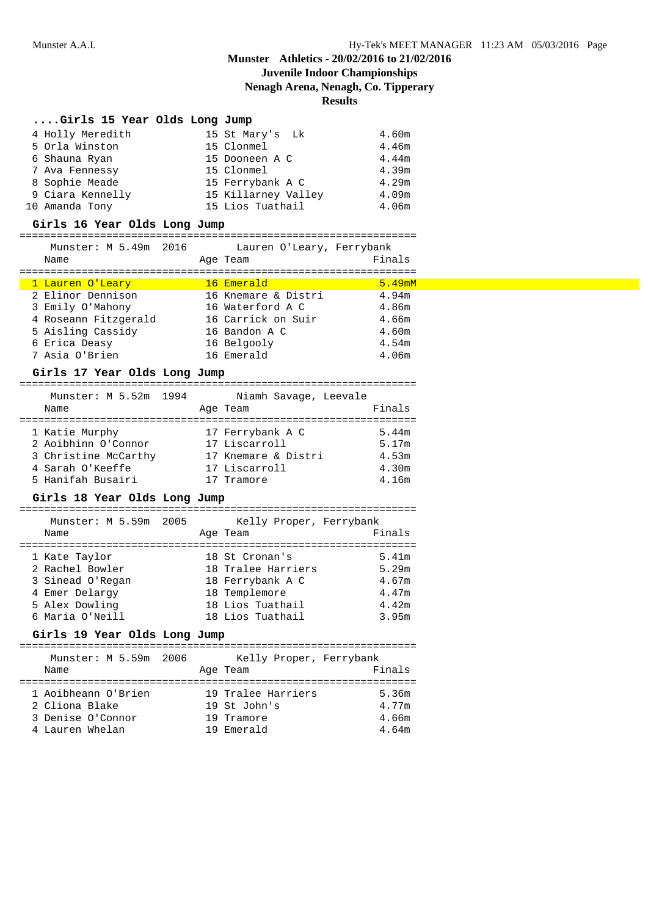# Munster Athletics - 20/02/2016 to 21/02/2016
## Juvenile Indoor Championships
## Nenagh Arena, Nenagh, Co. Tipperary
## Results

### ....Girls 15 Year Olds Long Jump

| Place | Name | Age | Team | Finals |
|---|---|---|---|---|
| 4 | Holly Meredith | 15 | St Mary's Lk | 4.60m |
| 5 | Orla Winston | 15 | Clonmel | 4.46m |
| 6 | Shauna Ryan | 15 | Dooneen A C | 4.44m |
| 7 | Ava Fennessy | 15 | Clonmel | 4.39m |
| 8 | Sophie Meade | 15 | Ferrybank A C | 4.29m |
| 9 | Ciara Kennelly | 15 | Killarney Valley | 4.09m |
| 10 | Amanda Tony | 15 | Lios Tuathail | 4.06m |

### Girls 16 Year Olds Long Jump

Munster: M 5.49m 2016 Lauren O'Leary, Ferrybank

| Place | Name | Age | Team | Finals |
|---|---|---|---|---|
| 1 | Lauren O'Leary | 16 | Emerald | 5.49mM |
| 2 | Elinor Dennison | 16 | Knemare & Distri | 4.94m |
| 3 | Emily O'Mahony | 16 | Waterford A C | 4.86m |
| 4 | Roseann Fitzgerald | 16 | Carrick on Suir | 4.66m |
| 5 | Aisling Cassidy | 16 | Bandon A C | 4.60m |
| 6 | Erica Deasy | 16 | Belgooly | 4.54m |
| 7 | Asia O'Brien | 16 | Emerald | 4.06m |

### Girls 17 Year Olds Long Jump

Munster: M 5.52m 1994 Niamh Savage, Leevale

| Place | Name | Age | Team | Finals |
|---|---|---|---|---|
| 1 | Katie Murphy | 17 | Ferrybank A C | 5.44m |
| 2 | Aoibhinn O'Connor | 17 | Liscarroll | 5.17m |
| 3 | Christine McCarthy | 17 | Knemare & Distri | 4.53m |
| 4 | Sarah O'Keeffe | 17 | Liscarroll | 4.30m |
| 5 | Hanifah Busairi | 17 | Tramore | 4.16m |

### Girls 18 Year Olds Long Jump

Munster: M 5.59m 2005 Kelly Proper, Ferrybank

| Place | Name | Age | Team | Finals |
|---|---|---|---|---|
| 1 | Kate Taylor | 18 | St Cronan's | 5.41m |
| 2 | Rachel Bowler | 18 | Tralee Harriers | 5.29m |
| 3 | Sinead O'Regan | 18 | Ferrybank A C | 4.67m |
| 4 | Emer Delargy | 18 | Templemore | 4.47m |
| 5 | Alex Dowling | 18 | Lios Tuathail | 4.42m |
| 6 | Maria O'Neill | 18 | Lios Tuathail | 3.95m |

### Girls 19 Year Olds Long Jump

Munster: M 5.59m 2006 Kelly Proper, Ferrybank

| Place | Name | Age | Team | Finals |
|---|---|---|---|---|
| 1 | Aoibheann O'Brien | 19 | Tralee Harriers | 5.36m |
| 2 | Cliona Blake | 19 | St John's | 4.77m |
| 3 | Denise O'Connor | 19 | Tramore | 4.66m |
| 4 | Lauren Whelan | 19 | Emerald | 4.64m |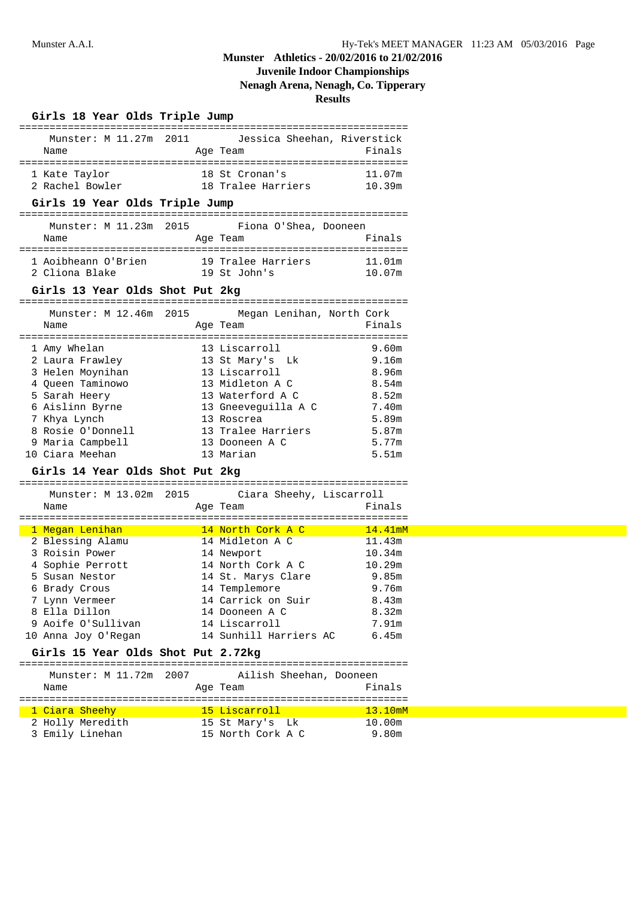# Munster Athletics - 20/02/2016 to 21/02/2016

## Juvenile Indoor Championships

## Nenagh Arena, Nenagh, Co. Tipperary

## Results

### Girls 18 Year Olds Triple Jump

Munster: M 11.27m 2011 Jessica Sheehan, Riverstick

| | Name | Age | Team | Finals |
|---|---|---|---|---|
| 1 | Kate Taylor | 18 | St Cronan's | 11.07m |
| 2 | Rachel Bowler | 18 | Tralee Harriers | 10.39m |

### Girls 19 Year Olds Triple Jump

Munster: M 11.23m 2015 Fiona O'Shea, Dooneen

| | Name | Age | Team | Finals |
|---|---|---|---|---|
| 1 | Aoibheann O'Brien | 19 | Tralee Harriers | 11.01m |
| 2 | Cliona Blake | 19 | St John's | 10.07m |

### Girls 13 Year Olds Shot Put 2kg

Munster: M 12.46m 2015 Megan Lenihan, North Cork

| | Name | Age | Team | Finals |
|---|---|---|---|---|
| 1 | Amy Whelan | 13 | Liscarroll | 9.60m |
| 2 | Laura Frawley | 13 | St Mary's Lk | 9.16m |
| 3 | Helen Moynihan | 13 | Liscarroll | 8.96m |
| 4 | Queen Taminowo | 13 | Midleton A C | 8.54m |
| 5 | Sarah Heery | 13 | Waterford A C | 8.52m |
| 6 | Aislinn Byrne | 13 | Gneeveguilla A C | 7.40m |
| 7 | Khya Lynch | 13 | Roscrea | 5.89m |
| 8 | Rosie O'Donnell | 13 | Tralee Harriers | 5.87m |
| 9 | Maria Campbell | 13 | Dooneen A C | 5.77m |
| 10 | Ciara Meehan | 13 | Marian | 5.51m |

### Girls 14 Year Olds Shot Put 2kg

Munster: M 13.02m 2015 Ciara Sheehy, Liscarroll

| | Name | Age | Team | Finals |
|---|---|---|---|---|
| 1 | Megan Lenihan | 14 | North Cork A C | 14.41mM |
| 2 | Blessing Alamu | 14 | Midleton A C | 11.43m |
| 3 | Roisin Power | 14 | Newport | 10.34m |
| 4 | Sophie Perrott | 14 | North Cork A C | 10.29m |
| 5 | Susan Nestor | 14 | St. Marys Clare | 9.85m |
| 6 | Brady Crous | 14 | Templemore | 9.76m |
| 7 | Lynn Vermeer | 14 | Carrick on Suir | 8.43m |
| 8 | Ella Dillon | 14 | Dooneen A C | 8.32m |
| 9 | Aoife O'Sullivan | 14 | Liscarroll | 7.91m |
| 10 | Anna Joy O'Regan | 14 | Sunhill Harriers AC | 6.45m |

### Girls 15 Year Olds Shot Put 2.72kg

Munster: M 11.72m 2007 Ailish Sheehan, Dooneen

| | Name | Age | Team | Finals |
|---|---|---|---|---|
| 1 | Ciara Sheehy | 15 | Liscarroll | 13.10mM |
| 2 | Holly Meredith | 15 | St Mary's Lk | 10.00m |
| 3 | Emily Linehan | 15 | North Cork A C | 9.80m |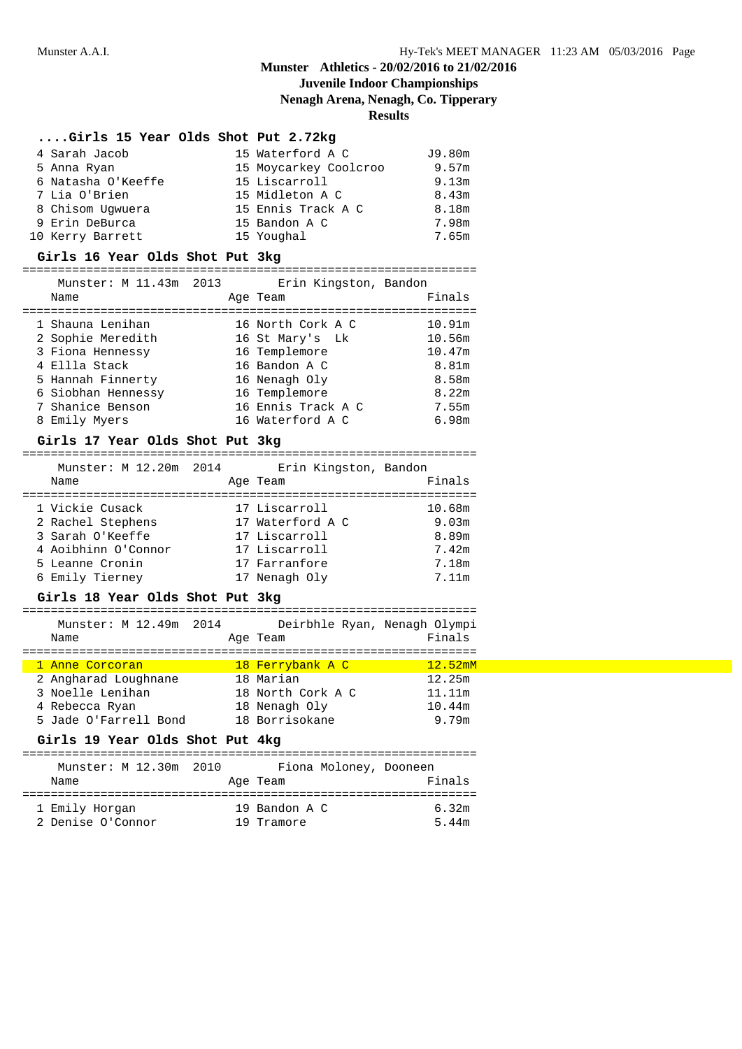# Munster Athletics - 20/02/2016 to 21/02/2016
## Juvenile Indoor Championships
### Nenagh Arena, Nenagh, Co. Tipperary
### Results

#### ....Girls 15 Year Olds Shot Put 2.72kg

| Place | Name | Age | Team | Finals |
|---|---|---|---|---|
| 4 | Sarah Jacob | 15 | Waterford A C | J9.80m |
| 5 | Anna Ryan | 15 | Moycarkey Coolcroo | 9.57m |
| 6 | Natasha O'Keeffe | 15 | Liscarroll | 9.13m |
| 7 | Lia O'Brien | 15 | Midleton A C | 8.43m |
| 8 | Chisom Ugwuera | 15 | Ennis Track A C | 8.18m |
| 9 | Erin DeBurca | 15 | Bandon A C | 7.98m |
| 10 | Kerry Barrett | 15 | Youghal | 7.65m |

#### Girls 16 Year Olds Shot Put 3kg

Munster: M 11.43m 2013 Erin Kingston, Bandon

| Place | Name | Age | Team | Finals |
|---|---|---|---|---|
| 1 | Shauna Lenihan | 16 | North Cork A C | 10.91m |
| 2 | Sophie Meredith | 16 | St Mary's Lk | 10.56m |
| 3 | Fiona Hennessy | 16 | Templemore | 10.47m |
| 4 | Ellla Stack | 16 | Bandon A C | 8.81m |
| 5 | Hannah Finnerty | 16 | Nenagh Oly | 8.58m |
| 6 | Siobhan Hennessy | 16 | Templemore | 8.22m |
| 7 | Shanice Benson | 16 | Ennis Track A C | 7.55m |
| 8 | Emily Myers | 16 | Waterford A C | 6.98m |

#### Girls 17 Year Olds Shot Put 3kg

Munster: M 12.20m 2014 Erin Kingston, Bandon

| Place | Name | Age | Team | Finals |
|---|---|---|---|---|
| 1 | Vickie Cusack | 17 | Liscarroll | 10.68m |
| 2 | Rachel Stephens | 17 | Waterford A C | 9.03m |
| 3 | Sarah O'Keeffe | 17 | Liscarroll | 8.89m |
| 4 | Aoibhinn O'Connor | 17 | Liscarroll | 7.42m |
| 5 | Leanne Cronin | 17 | Farranfore | 7.18m |
| 6 | Emily Tierney | 17 | Nenagh Oly | 7.11m |

#### Girls 18 Year Olds Shot Put 3kg

Munster: M 12.49m 2014 Deirbhle Ryan, Nenagh Olympi

| Place | Name | Age | Team | Finals |
|---|---|---|---|---|
| 1 | Anne Corcoran | 18 | Ferrybank A C | 12.52mM |
| 2 | Angharad Loughnane | 18 | Marian | 12.25m |
| 3 | Noelle Lenihan | 18 | North Cork A C | 11.11m |
| 4 | Rebecca Ryan | 18 | Nenagh Oly | 10.44m |
| 5 | Jade O'Farrell Bond | 18 | Borrisokane | 9.79m |

#### Girls 19 Year Olds Shot Put 4kg

Munster: M 12.30m 2010 Fiona Moloney, Dooneen

| Place | Name | Age | Team | Finals |
|---|---|---|---|---|
| 1 | Emily Horgan | 19 | Bandon A C | 6.32m |
| 2 | Denise O'Connor | 19 | Tramore | 5.44m |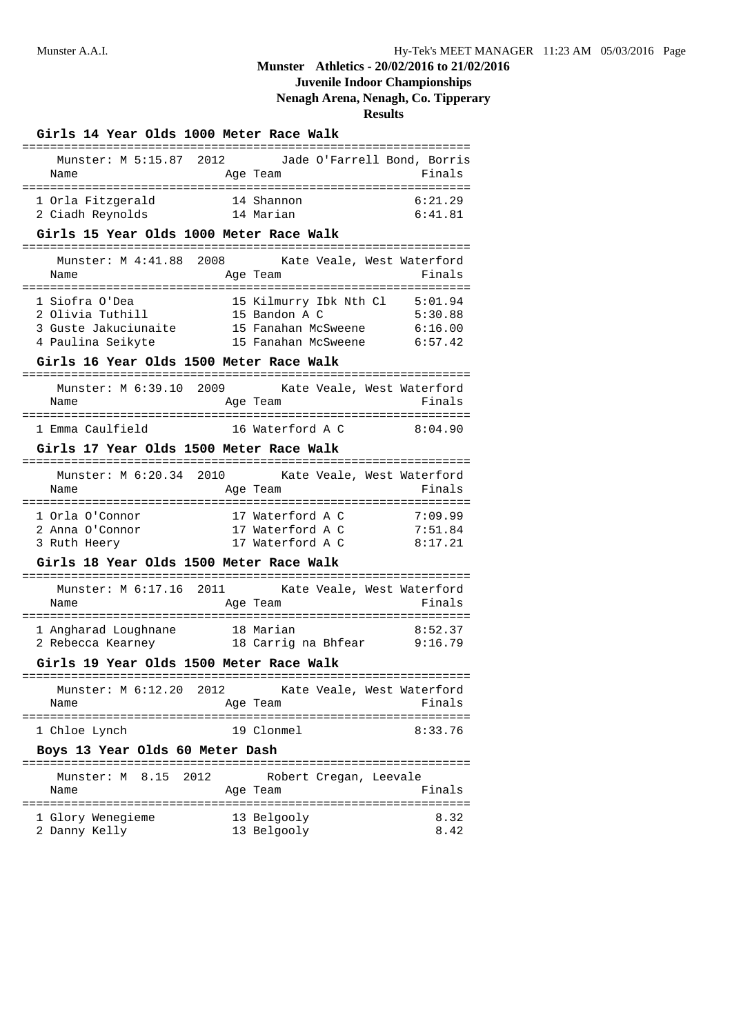# Munster Athletics - 20/02/2016 to 21/02/2016

## Juvenile Indoor Championships

## Nenagh Arena, Nenagh, Co. Tipperary

## Results

### Girls 14 Year Olds 1000 Meter Race Walk

Munster: M 5:15.87 2012 Jade O'Farrell Bond, Borris

| Name | Age | Team | Finals |
|---|---|---|---|
| 1 Orla Fitzgerald | 14 | Shannon | 6:21.29 |
| 2 Ciadh Reynolds | 14 | Marian | 6:41.81 |

### Girls 15 Year Olds 1000 Meter Race Walk

Munster: M 4:41.88 2008 Kate Veale, West Waterford

| Name | Age | Team | Finals |
|---|---|---|---|
| 1 Siofra O'Dea | 15 | Kilmurry Ibk Nth Cl | 5:01.94 |
| 2 Olivia Tuthill | 15 | Bandon A C | 5:30.88 |
| 3 Guste Jakuciunaite | 15 | Fanahan McSweene | 6:16.00 |
| 4 Paulina Seikyte | 15 | Fanahan McSweene | 6:57.42 |

### Girls 16 Year Olds 1500 Meter Race Walk

Munster: M 6:39.10 2009 Kate Veale, West Waterford

| Name | Age | Team | Finals |
|---|---|---|---|
| 1 Emma Caulfield | 16 | Waterford A C | 8:04.90 |

### Girls 17 Year Olds 1500 Meter Race Walk

Munster: M 6:20.34 2010 Kate Veale, West Waterford

| Name | Age | Team | Finals |
|---|---|---|---|
| 1 Orla O'Connor | 17 | Waterford A C | 7:09.99 |
| 2 Anna O'Connor | 17 | Waterford A C | 7:51.84 |
| 3 Ruth Heery | 17 | Waterford A C | 8:17.21 |

### Girls 18 Year Olds 1500 Meter Race Walk

Munster: M 6:17.16 2011 Kate Veale, West Waterford

| Name | Age | Team | Finals |
|---|---|---|---|
| 1 Angharad Loughnane | 18 | Marian | 8:52.37 |
| 2 Rebecca Kearney | 18 | Carrig na Bhfear | 9:16.79 |

### Girls 19 Year Olds 1500 Meter Race Walk

Munster: M 6:12.20 2012 Kate Veale, West Waterford

| Name | Age | Team | Finals |
|---|---|---|---|
| 1 Chloe Lynch | 19 | Clonmel | 8:33.76 |

### Boys 13 Year Olds 60 Meter Dash

Munster: M 8.15 2012 Robert Cregan, Leevale

| Name | Age | Team | Finals |
|---|---|---|---|
| 1 Glory Wenegieme | 13 | Belgooly | 8.32 |
| 2 Danny Kelly | 13 | Belgooly | 8.42 |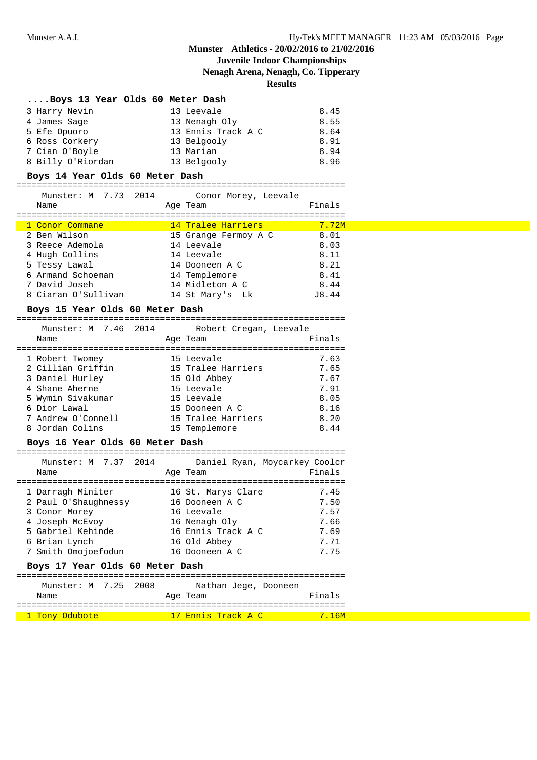Munster Athletics - 20/02/2016 to 21/02/2016

Juvenile Indoor Championships

Nenagh Arena, Nenagh, Co. Tipperary

Results

### ....Boys 13 Year Olds 60 Meter Dash

| Name | Age | Team | Finals |
|---|---|---|---|
| 3 Harry Nevin | 13 | Leevale | 8.45 |
| 4 James Sage | 13 | Nenagh Oly | 8.55 |
| 5 Efe Opuoro | 13 | Ennis Track A C | 8.64 |
| 6 Ross Corkery | 13 | Belgooly | 8.91 |
| 7 Cian O'Boyle | 13 | Marian | 8.94 |
| 8 Billy O'Riordan | 13 | Belgooly | 8.96 |

### Boys 14 Year Olds 60 Meter Dash

Munster: M 7.73 2014 Conor Morey, Leevale

| Name | Age | Team | Finals |
|---|---|---|---|
| 1 Conor Commane | 14 | Tralee Harriers | 7.72M |
| 2 Ben Wilson | 15 | Grange Fermoy A C | 8.01 |
| 3 Reece Ademola | 14 | Leevale | 8.03 |
| 4 Hugh Collins | 14 | Leevale | 8.11 |
| 5 Tessy Lawal | 14 | Dooneen A C | 8.21 |
| 6 Armand Schoeman | 14 | Templemore | 8.41 |
| 7 David Joseh | 14 | Midleton A C | 8.44 |
| 8 Ciaran O'Sullivan | 14 | St Mary's Lk | J8.44 |

### Boys 15 Year Olds 60 Meter Dash

Munster: M 7.46 2014 Robert Cregan, Leevale

| Name | Age | Team | Finals |
|---|---|---|---|
| 1 Robert Twomey | 15 | Leevale | 7.63 |
| 2 Cillian Griffin | 15 | Tralee Harriers | 7.65 |
| 3 Daniel Hurley | 15 | Old Abbey | 7.67 |
| 4 Shane Aherne | 15 | Leevale | 7.91 |
| 5 Wymin Sivakumar | 15 | Leevale | 8.05 |
| 6 Dior Lawal | 15 | Dooneen A C | 8.16 |
| 7 Andrew O'Connell | 15 | Tralee Harriers | 8.20 |
| 8 Jordan Colins | 15 | Templemore | 8.44 |

### Boys 16 Year Olds 60 Meter Dash

Munster: M 7.37 2014 Daniel Ryan, Moycarkey Coolcr

| Name | Age | Team | Finals |
|---|---|---|---|
| 1 Darragh Miniter | 16 | St. Marys Clare | 7.45 |
| 2 Paul O'Shaughnessy | 16 | Dooneen A C | 7.50 |
| 3 Conor Morey | 16 | Leevale | 7.57 |
| 4 Joseph McEvoy | 16 | Nenagh Oly | 7.66 |
| 5 Gabriel Kehinde | 16 | Ennis Track A C | 7.69 |
| 6 Brian Lynch | 16 | Old Abbey | 7.71 |
| 7 Smith Omojoefodun | 16 | Dooneen A C | 7.75 |

### Boys 17 Year Olds 60 Meter Dash

Munster: M 7.25 2008 Nathan Jege, Dooneen

| Name | Age | Team | Finals |
|---|---|---|---|
| 1 Tony Odubote | 17 | Ennis Track A C | 7.16M |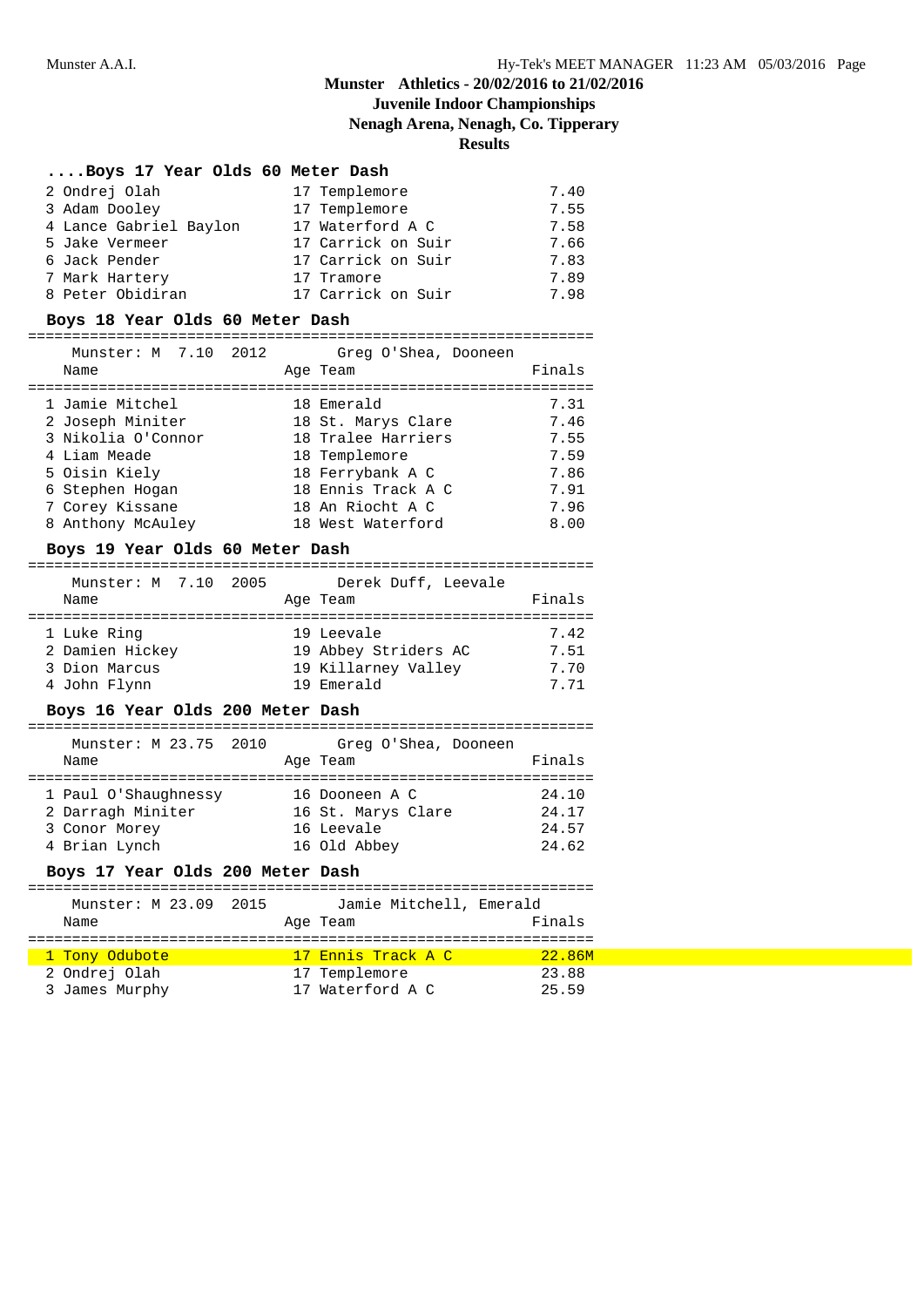## Munster Athletics - 20/02/2016 to 21/02/2016
## Juvenile Indoor Championships
## Nenagh Arena, Nenagh, Co. Tipperary
## Results

### ....Boys 17 Year Olds 60 Meter Dash

| Place | Name | Age | Team | Finals |
|---|---|---|---|---|
| 2 | Ondrej Olah | 17 | Templemore | 7.40 |
| 3 | Adam Dooley | 17 | Templemore | 7.55 |
| 4 | Lance Gabriel Baylon | 17 | Waterford A C | 7.58 |
| 5 | Jake Vermeer | 17 | Carrick on Suir | 7.66 |
| 6 | Jack Pender | 17 | Carrick on Suir | 7.83 |
| 7 | Mark Hartery | 17 | Tramore | 7.89 |
| 8 | Peter Obidiran | 17 | Carrick on Suir | 7.98 |

### Boys 18 Year Olds 60 Meter Dash

Munster: M 7.10 2012 Greg O'Shea, Dooneen

| Place | Name | Age | Team | Finals |
|---|---|---|---|---|
| 1 | Jamie Mitchel | 18 | Emerald | 7.31 |
| 2 | Joseph Miniter | 18 | St. Marys Clare | 7.46 |
| 3 | Nikolia O'Connor | 18 | Tralee Harriers | 7.55 |
| 4 | Liam Meade | 18 | Templemore | 7.59 |
| 5 | Oisin Kiely | 18 | Ferrybank A C | 7.86 |
| 6 | Stephen Hogan | 18 | Ennis Track A C | 7.91 |
| 7 | Corey Kissane | 18 | An Riocht A C | 7.96 |
| 8 | Anthony McAuley | 18 | West Waterford | 8.00 |

### Boys 19 Year Olds 60 Meter Dash

Munster: M 7.10 2005 Derek Duff, Leevale

| Place | Name | Age | Team | Finals |
|---|---|---|---|---|
| 1 | Luke Ring | 19 | Leevale | 7.42 |
| 2 | Damien Hickey | 19 | Abbey Striders AC | 7.51 |
| 3 | Dion Marcus | 19 | Killarney Valley | 7.70 |
| 4 | John Flynn | 19 | Emerald | 7.71 |

### Boys 16 Year Olds 200 Meter Dash

Munster: M 23.75 2010 Greg O'Shea, Dooneen

| Place | Name | Age | Team | Finals |
|---|---|---|---|---|
| 1 | Paul O'Shaughnessy | 16 | Dooneen A C | 24.10 |
| 2 | Darragh Miniter | 16 | St. Marys Clare | 24.17 |
| 3 | Conor Morey | 16 | Leevale | 24.57 |
| 4 | Brian Lynch | 16 | Old Abbey | 24.62 |

### Boys 17 Year Olds 200 Meter Dash

Munster: M 23.09 2015 Jamie Mitchell, Emerald

| Place | Name | Age | Team | Finals |
|---|---|---|---|---|
| 1 | Tony Odubote | 17 | Ennis Track A C | 22.86M |
| 2 | Ondrej Olah | 17 | Templemore | 23.88 |
| 3 | James Murphy | 17 | Waterford A C | 25.59 |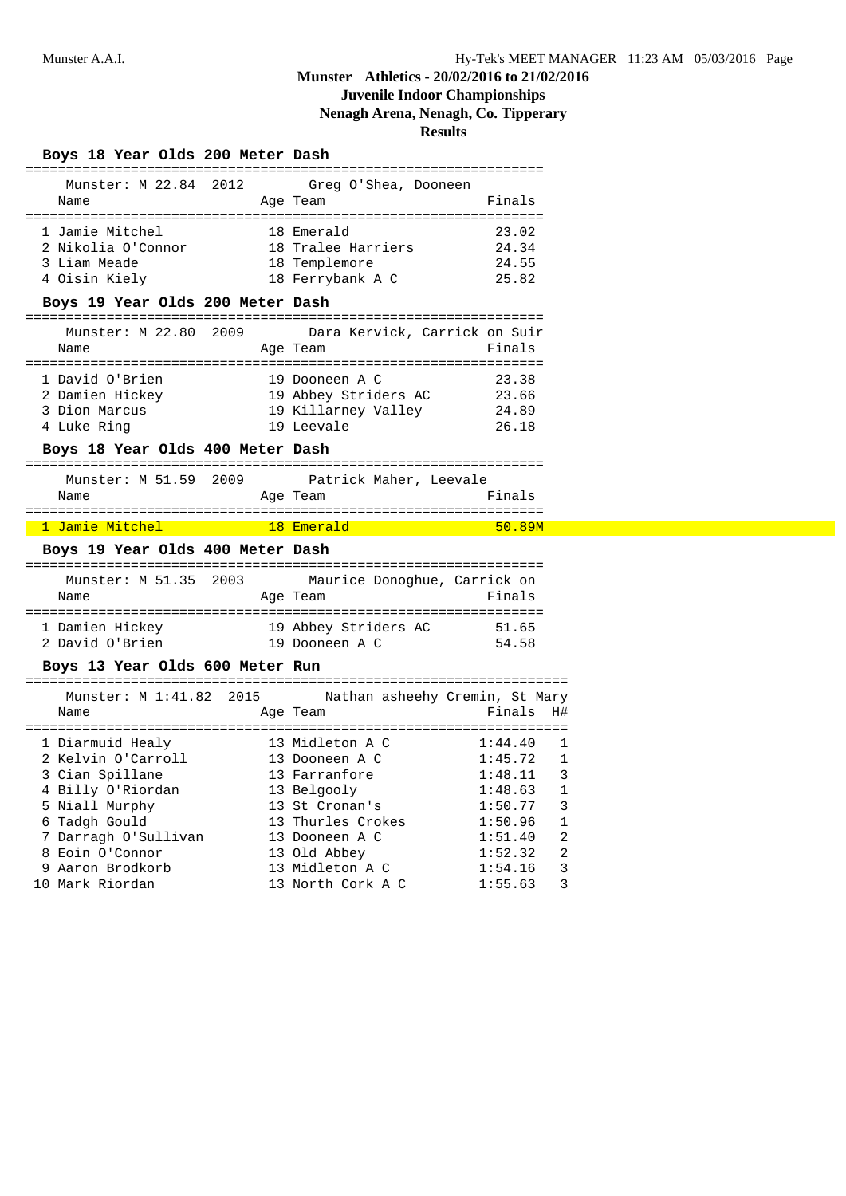# Munster Athletics - 20/02/2016 to 21/02/2016

## Juvenile Indoor Championships

## Nenagh Arena, Nenagh, Co. Tipperary

## Results

### Boys 18 Year Olds 200 Meter Dash

Munster: M 22.84 2012 Greg O'Shea, Dooneen

| | Name | Age | Team | Finals |
|---|---|---|---|---|
| 1 | Jamie Mitchel | 18 | Emerald | 23.02 |
| 2 | Nikolia O'Connor | 18 | Tralee Harriers | 24.34 |
| 3 | Liam Meade | 18 | Templemore | 24.55 |
| 4 | Oisin Kiely | 18 | Ferrybank A C | 25.82 |

### Boys 19 Year Olds 200 Meter Dash

Munster: M 22.80 2009 Dara Kervick, Carrick on Suir

| | Name | Age | Team | Finals |
|---|---|---|---|---|
| 1 | David O'Brien | 19 | Dooneen A C | 23.38 |
| 2 | Damien Hickey | 19 | Abbey Striders AC | 23.66 |
| 3 | Dion Marcus | 19 | Killarney Valley | 24.89 |
| 4 | Luke Ring | 19 | Leevale | 26.18 |

### Boys 18 Year Olds 400 Meter Dash

Munster: M 51.59 2009 Patrick Maher, Leevale

| | Name | Age | Team | Finals |
|---|---|---|---|---|
| 1 | Jamie Mitchel | 18 | Emerald | 50.89M |

### Boys 19 Year Olds 400 Meter Dash

Munster: M 51.35 2003 Maurice Donoghue, Carrick on

| | Name | Age | Team | Finals |
|---|---|---|---|---|
| 1 | Damien Hickey | 19 | Abbey Striders AC | 51.65 |
| 2 | David O'Brien | 19 | Dooneen A C | 54.58 |

### Boys 13 Year Olds 600 Meter Run

Munster: M 1:41.82 2015 Nathan asheehy Cremin, St Mary

| | Name | Age | Team | Finals | H# |
|---|---|---|---|---|---|
| 1 | Diarmuid Healy | 13 | Midleton A C | 1:44.40 | 1 |
| 2 | Kelvin O'Carroll | 13 | Dooneen A C | 1:45.72 | 1 |
| 3 | Cian Spillane | 13 | Farranfore | 1:48.11 | 3 |
| 4 | Billy O'Riordan | 13 | Belgooly | 1:48.63 | 1 |
| 5 | Niall Murphy | 13 | St Cronan's | 1:50.77 | 3 |
| 6 | Tadgh Gould | 13 | Thurles Crokes | 1:50.96 | 1 |
| 7 | Darragh O'Sullivan | 13 | Dooneen A C | 1:51.40 | 2 |
| 8 | Eoin O'Connor | 13 | Old Abbey | 1:52.32 | 2 |
| 9 | Aaron Brodkorb | 13 | Midleton A C | 1:54.16 | 3 |
| 10 | Mark Riordan | 13 | North Cork A C | 1:55.63 | 3 |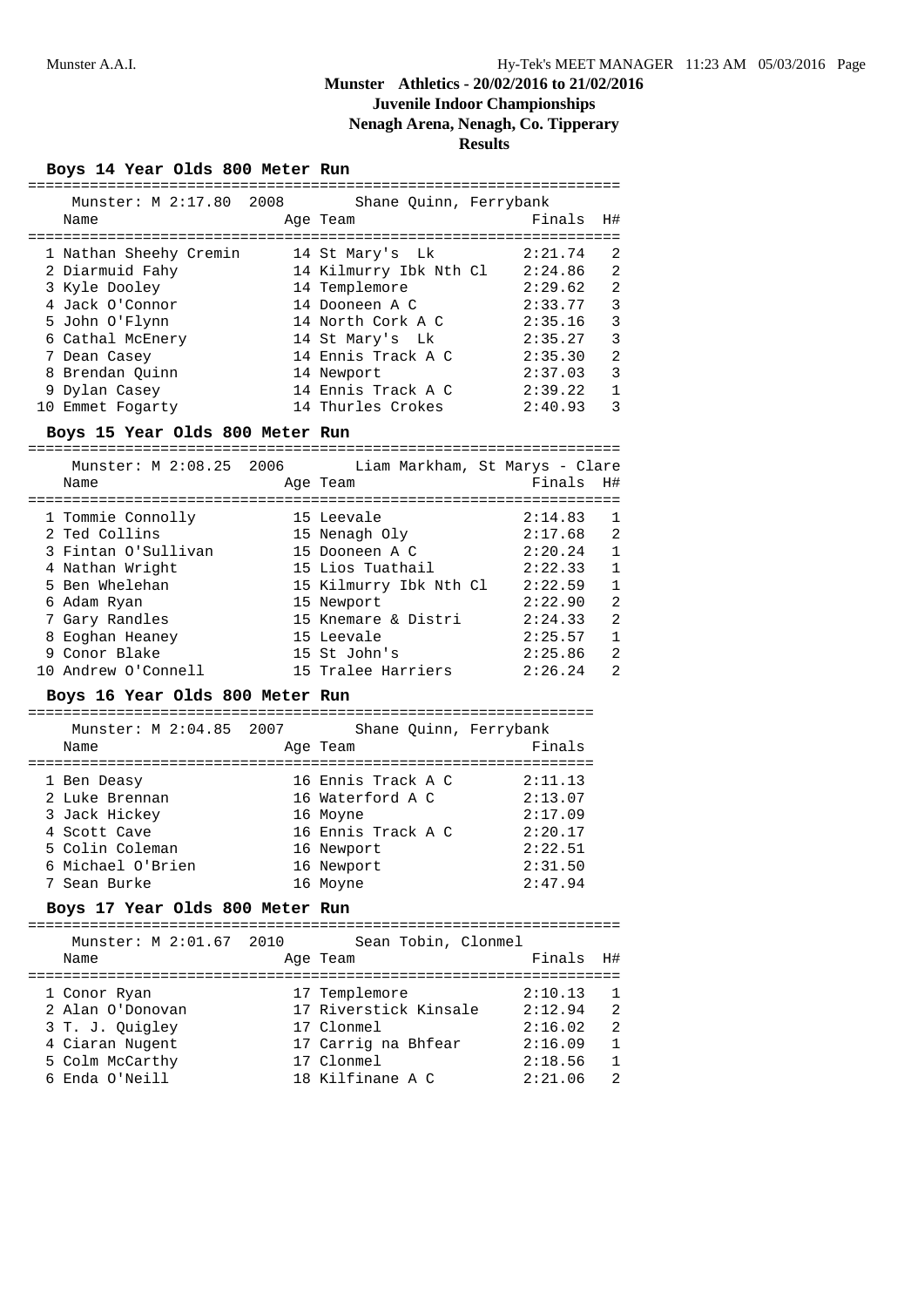# Munster Athletics - 20/02/2016 to 21/02/2016

## Juvenile Indoor Championships

## Nenagh Arena, Nenagh, Co. Tipperary

## Results

### Boys 14 Year Olds 800 Meter Run

Munster: M 2:17.80 2008 Shane Quinn, Ferrybank

| | Name | Age | Team | Finals | H# |
|---|---|---|---|---|---|
| 1 | Nathan Sheehy Cremin | 14 | St Mary's Lk | 2:21.74 | 2 |
| 2 | Diarmuid Fahy | 14 | Kilmurry Ibk Nth Cl | 2:24.86 | 2 |
| 3 | Kyle Dooley | 14 | Templemore | 2:29.62 | 2 |
| 4 | Jack O'Connor | 14 | Dooneen A C | 2:33.77 | 3 |
| 5 | John O'Flynn | 14 | North Cork A C | 2:35.16 | 3 |
| 6 | Cathal McEnery | 14 | St Mary's Lk | 2:35.27 | 3 |
| 7 | Dean Casey | 14 | Ennis Track A C | 2:35.30 | 2 |
| 8 | Brendan Quinn | 14 | Newport | 2:37.03 | 3 |
| 9 | Dylan Casey | 14 | Ennis Track A C | 2:39.22 | 1 |
| 10 | Emmet Fogarty | 14 | Thurles Crokes | 2:40.93 | 3 |

### Boys 15 Year Olds 800 Meter Run

Munster: M 2:08.25 2006 Liam Markham, St Marys - Clare

| | Name | Age | Team | Finals | H# |
|---|---|---|---|---|---|
| 1 | Tommie Connolly | 15 | Leevale | 2:14.83 | 1 |
| 2 | Ted Collins | 15 | Nenagh Oly | 2:17.68 | 2 |
| 3 | Fintan O'Sullivan | 15 | Dooneen A C | 2:20.24 | 1 |
| 4 | Nathan Wright | 15 | Lios Tuathail | 2:22.33 | 1 |
| 5 | Ben Whelehan | 15 | Kilmurry Ibk Nth Cl | 2:22.59 | 1 |
| 6 | Adam Ryan | 15 | Newport | 2:22.90 | 2 |
| 7 | Gary Randles | 15 | Knemare & Distri | 2:24.33 | 2 |
| 8 | Eoghan Heaney | 15 | Leevale | 2:25.57 | 1 |
| 9 | Conor Blake | 15 | St John's | 2:25.86 | 2 |
| 10 | Andrew O'Connell | 15 | Tralee Harriers | 2:26.24 | 2 |

### Boys 16 Year Olds 800 Meter Run

Munster: M 2:04.85 2007 Shane Quinn, Ferrybank

| | Name | Age | Team | Finals |
|---|---|---|---|---|
| 1 | Ben Deasy | 16 | Ennis Track A C | 2:11.13 |
| 2 | Luke Brennan | 16 | Waterford A C | 2:13.07 |
| 3 | Jack Hickey | 16 | Moyne | 2:17.09 |
| 4 | Scott Cave | 16 | Ennis Track A C | 2:20.17 |
| 5 | Colin Coleman | 16 | Newport | 2:22.51 |
| 6 | Michael O'Brien | 16 | Newport | 2:31.50 |
| 7 | Sean Burke | 16 | Moyne | 2:47.94 |

### Boys 17 Year Olds 800 Meter Run

Munster: M 2:01.67 2010 Sean Tobin, Clonmel

| | Name | Age | Team | Finals | H# |
|---|---|---|---|---|---|
| 1 | Conor Ryan | 17 | Templemore | 2:10.13 | 1 |
| 2 | Alan O'Donovan | 17 | Riverstick Kinsale | 2:12.94 | 2 |
| 3 | T. J. Quigley | 17 | Clonmel | 2:16.02 | 2 |
| 4 | Ciaran Nugent | 17 | Carrig na Bhfear | 2:16.09 | 1 |
| 5 | Colm McCarthy | 17 | Clonmel | 2:18.56 | 1 |
| 6 | Enda O'Neill | 18 | Kilfinane A C | 2:21.06 | 2 |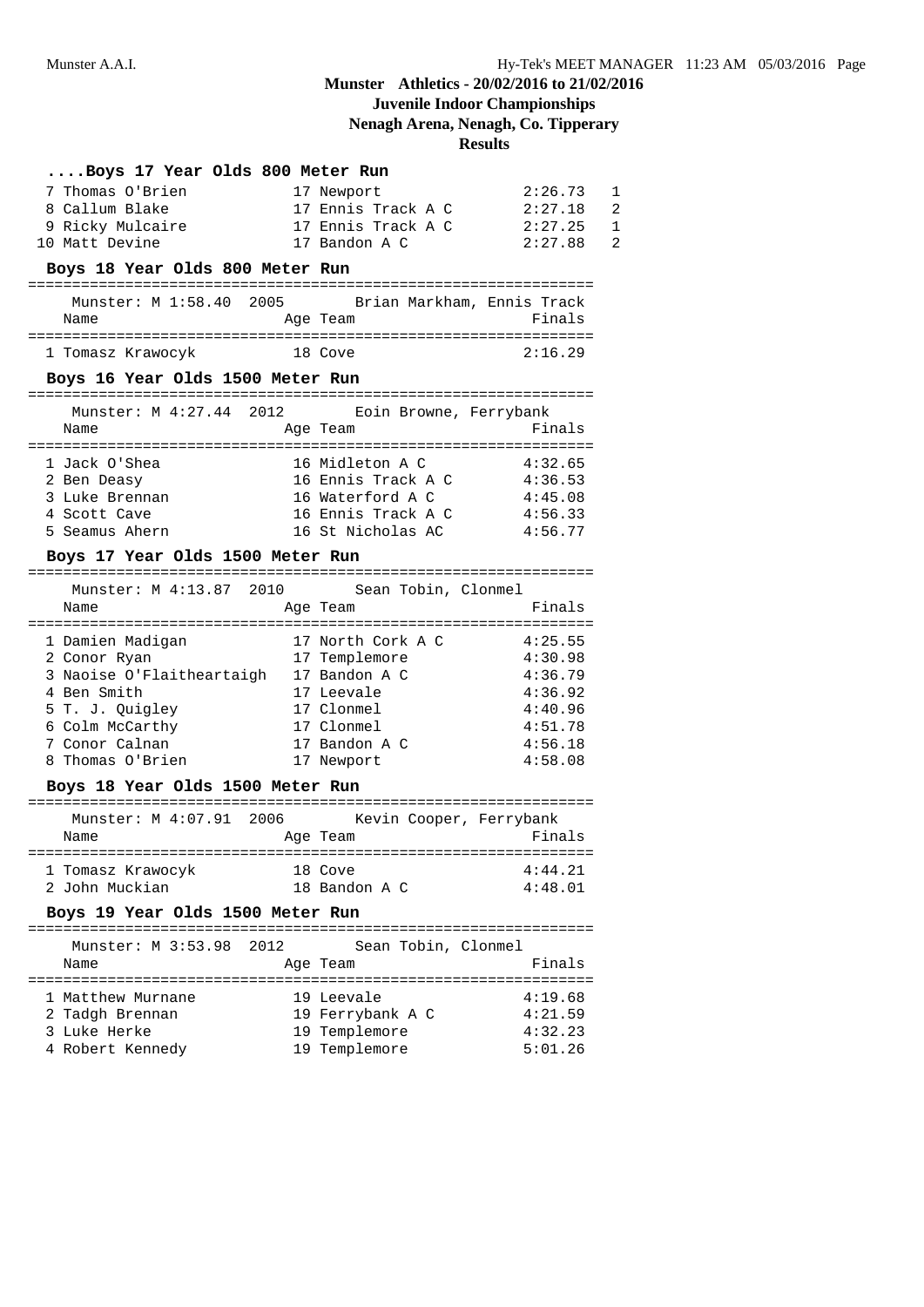# Munster Athletics - 20/02/2016 to 21/02/2016
## Juvenile Indoor Championships
### Nenagh Arena, Nenagh, Co. Tipperary
### Results

**....Boys 17 Year Olds 800 Meter Run**

| | Name | Age | Team | Finals | H# |
|---|---|---|---|---|---|
| 7 | Thomas O'Brien | 17 | Newport | 2:26.73 | 1 |
| 8 | Callum Blake | 17 | Ennis Track A C | 2:27.18 | 2 |
| 9 | Ricky Mulcaire | 17 | Ennis Track A C | 2:27.25 | 1 |
| 10 | Matt Devine | 17 | Bandon A C | 2:27.88 | 2 |

**Boys 18 Year Olds 800 Meter Run**

Munster: M 1:58.40 2005 Brian Markham, Ennis Track

| | Name | Age | Team | Finals |
|---|---|---|---|---|
| 1 | Tomasz Krawocyk | 18 | Cove | 2:16.29 |

**Boys 16 Year Olds 1500 Meter Run**

Munster: M 4:27.44 2012 Eoin Browne, Ferrybank

| | Name | Age | Team | Finals |
|---|---|---|---|---|
| 1 | Jack O'Shea | 16 | Midleton A C | 4:32.65 |
| 2 | Ben Deasy | 16 | Ennis Track A C | 4:36.53 |
| 3 | Luke Brennan | 16 | Waterford A C | 4:45.08 |
| 4 | Scott Cave | 16 | Ennis Track A C | 4:56.33 |
| 5 | Seamus Ahern | 16 | St Nicholas AC | 4:56.77 |

**Boys 17 Year Olds 1500 Meter Run**

Munster: M 4:13.87 2010 Sean Tobin, Clonmel

| | Name | Age | Team | Finals |
|---|---|---|---|---|
| 1 | Damien Madigan | 17 | North Cork A C | 4:25.55 |
| 2 | Conor Ryan | 17 | Templemore | 4:30.98 |
| 3 | Naoise O'Flaitheartaigh | 17 | Bandon A C | 4:36.79 |
| 4 | Ben Smith | 17 | Leevale | 4:36.92 |
| 5 | T. J. Quigley | 17 | Clonmel | 4:40.96 |
| 6 | Colm McCarthy | 17 | Clonmel | 4:51.78 |
| 7 | Conor Calnan | 17 | Bandon A C | 4:56.18 |
| 8 | Thomas O'Brien | 17 | Newport | 4:58.08 |

**Boys 18 Year Olds 1500 Meter Run**

Munster: M 4:07.91 2006 Kevin Cooper, Ferrybank

| | Name | Age | Team | Finals |
|---|---|---|---|---|
| 1 | Tomasz Krawocyk | 18 | Cove | 4:44.21 |
| 2 | John Muckian | 18 | Bandon A C | 4:48.01 |

**Boys 19 Year Olds 1500 Meter Run**

Munster: M 3:53.98 2012 Sean Tobin, Clonmel

| | Name | Age | Team | Finals |
|---|---|---|---|---|
| 1 | Matthew Murnane | 19 | Leevale | 4:19.68 |
| 2 | Tadgh Brennan | 19 | Ferrybank A C | 4:21.59 |
| 3 | Luke Herke | 19 | Templemore | 4:32.23 |
| 4 | Robert Kennedy | 19 | Templemore | 5:01.26 |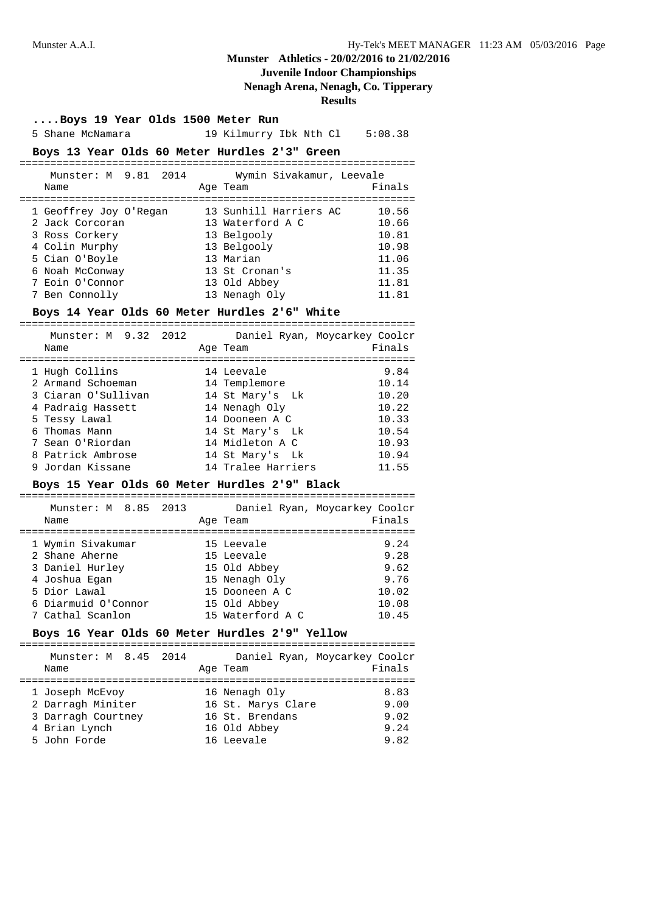## ....Boys 19 Year Olds 1500 Meter Run

| Place | Name | Age | Team | Finals |
|---|---|---|---|---|
| 5 | Shane McNamara | 19 | Kilmurry Ibk Nth Cl | 5:08.38 |

## Boys 13 Year Olds 60 Meter Hurdles 2'3" Green

Munster: M 9.81 2014 Wymin Sivakamur, Leevale

| Place | Name | Age | Team | Finals |
|---|---|---|---|---|
| 1 | Geoffrey Joy O'Regan | 13 | Sunhill Harriers AC | 10.56 |
| 2 | Jack Corcoran | 13 | Waterford A C | 10.66 |
| 3 | Ross Corkery | 13 | Belgooly | 10.81 |
| 4 | Colin Murphy | 13 | Belgooly | 10.98 |
| 5 | Cian O'Boyle | 13 | Marian | 11.06 |
| 6 | Noah McConway | 13 | St Cronan's | 11.35 |
| 7 | Eoin O'Connor | 13 | Old Abbey | 11.81 |
| 7 | Ben Connolly | 13 | Nenagh Oly | 11.81 |

## Boys 14 Year Olds 60 Meter Hurdles 2'6" White

Munster: M 9.32 2012 Daniel Ryan, Moycarkey Coolcr

| Place | Name | Age | Team | Finals |
|---|---|---|---|---|
| 1 | Hugh Collins | 14 | Leevale | 9.84 |
| 2 | Armand Schoeman | 14 | Templemore | 10.14 |
| 3 | Ciaran O'Sullivan | 14 | St Mary's Lk | 10.20 |
| 4 | Padraig Hassett | 14 | Nenagh Oly | 10.22 |
| 5 | Tessy Lawal | 14 | Dooneen A C | 10.33 |
| 6 | Thomas Mann | 14 | St Mary's Lk | 10.54 |
| 7 | Sean O'Riordan | 14 | Midleton A C | 10.93 |
| 8 | Patrick Ambrose | 14 | St Mary's Lk | 10.94 |
| 9 | Jordan Kissane | 14 | Tralee Harriers | 11.55 |

## Boys 15 Year Olds 60 Meter Hurdles 2'9" Black

Munster: M 8.85 2013 Daniel Ryan, Moycarkey Coolcr

| Place | Name | Age | Team | Finals |
|---|---|---|---|---|
| 1 | Wymin Sivakumar | 15 | Leevale | 9.24 |
| 2 | Shane Aherne | 15 | Leevale | 9.28 |
| 3 | Daniel Hurley | 15 | Old Abbey | 9.62 |
| 4 | Joshua Egan | 15 | Nenagh Oly | 9.76 |
| 5 | Dior Lawal | 15 | Dooneen A C | 10.02 |
| 6 | Diarmuid O'Connor | 15 | Old Abbey | 10.08 |
| 7 | Cathal Scanlon | 15 | Waterford A C | 10.45 |

## Boys 16 Year Olds 60 Meter Hurdles 2'9" Yellow

Munster: M 8.45 2014 Daniel Ryan, Moycarkey Coolcr

| Place | Name | Age | Team | Finals |
|---|---|---|---|---|
| 1 | Joseph McEvoy | 16 | Nenagh Oly | 8.83 |
| 2 | Darragh Miniter | 16 | St. Marys Clare | 9.00 |
| 3 | Darragh Courtney | 16 | St. Brendans | 9.02 |
| 4 | Brian Lynch | 16 | Old Abbey | 9.24 |
| 5 | John Forde | 16 | Leevale | 9.82 |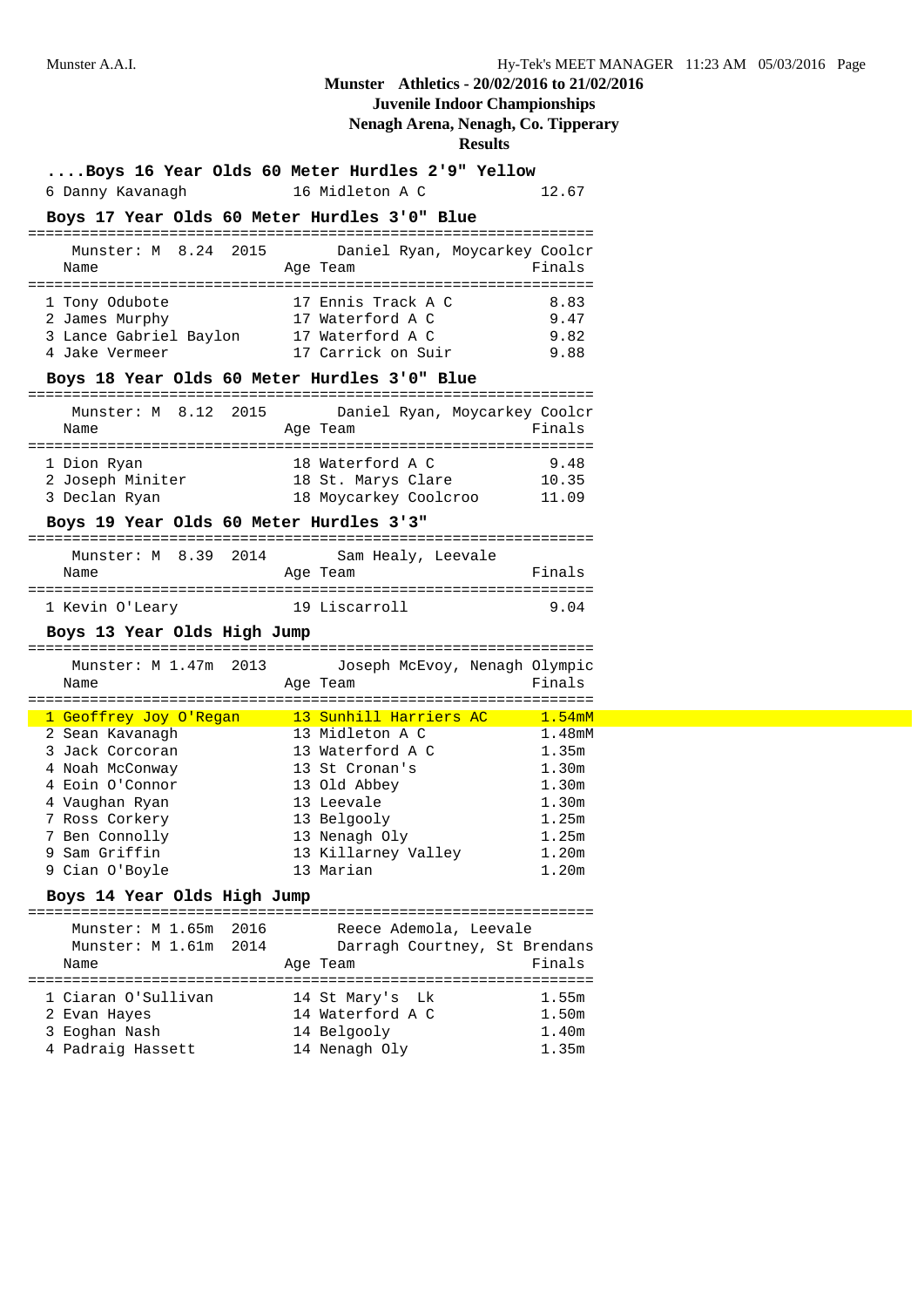# Munster Athletics - 20/02/2016 to 21/02/2016
## Juvenile Indoor Championships
## Nenagh Arena, Nenagh, Co. Tipperary
## Results

### ....Boys 16 Year Olds 60 Meter Hurdles 2'9" Yellow

| Name | Age | Team | Finals |
|---|---|---|---|
| 6 Danny Kavanagh | 16 | Midleton A C | 12.67 |

### Boys 17 Year Olds 60 Meter Hurdles 3'0" Blue

Munster: M 8.24 2015 Daniel Ryan, Moycarkey Coolcr

| Name | Age | Team | Finals |
|---|---|---|---|
| 1 Tony Odubote | 17 | Ennis Track A C | 8.83 |
| 2 James Murphy | 17 | Waterford A C | 9.47 |
| 3 Lance Gabriel Baylon | 17 | Waterford A C | 9.82 |
| 4 Jake Vermeer | 17 | Carrick on Suir | 9.88 |

### Boys 18 Year Olds 60 Meter Hurdles 3'0" Blue

Munster: M 8.12 2015 Daniel Ryan, Moycarkey Coolcr

| Name | Age | Team | Finals |
|---|---|---|---|
| 1 Dion Ryan | 18 | Waterford A C | 9.48 |
| 2 Joseph Miniter | 18 | St. Marys Clare | 10.35 |
| 3 Declan Ryan | 18 | Moycarkey Coolcroo | 11.09 |

### Boys 19 Year Olds 60 Meter Hurdles 3'3"

Munster: M 8.39 2014 Sam Healy, Leevale

| Name | Age | Team | Finals |
|---|---|---|---|
| 1 Kevin O'Leary | 19 | Liscarroll | 9.04 |

### Boys 13 Year Olds High Jump

Munster: M 1.47m 2013 Joseph McEvoy, Nenagh Olympic

| Name | Age | Team | Finals |
|---|---|---|---|
| 1 Geoffrey Joy O'Regan | 13 | Sunhill Harriers AC | 1.54mM |
| 2 Sean Kavanagh | 13 | Midleton A C | 1.48mM |
| 3 Jack Corcoran | 13 | Waterford A C | 1.35m |
| 4 Noah McConway | 13 | St Cronan's | 1.30m |
| 4 Eoin O'Connor | 13 | Old Abbey | 1.30m |
| 4 Vaughan Ryan | 13 | Leevale | 1.30m |
| 7 Ross Corkery | 13 | Belgooly | 1.25m |
| 7 Ben Connolly | 13 | Nenagh Oly | 1.25m |
| 9 Sam Griffin | 13 | Killarney Valley | 1.20m |
| 9 Cian O'Boyle | 13 | Marian | 1.20m |

### Boys 14 Year Olds High Jump

Munster: M 1.65m 2016 Reece Ademola, Leevale
Munster: M 1.61m 2014 Darragh Courtney, St Brendans

| Name | Age | Team | Finals |
|---|---|---|---|
| 1 Ciaran O'Sullivan | 14 | St Mary's Lk | 1.55m |
| 2 Evan Hayes | 14 | Waterford A C | 1.50m |
| 3 Eoghan Nash | 14 | Belgooly | 1.40m |
| 4 Padraig Hassett | 14 | Nenagh Oly | 1.35m |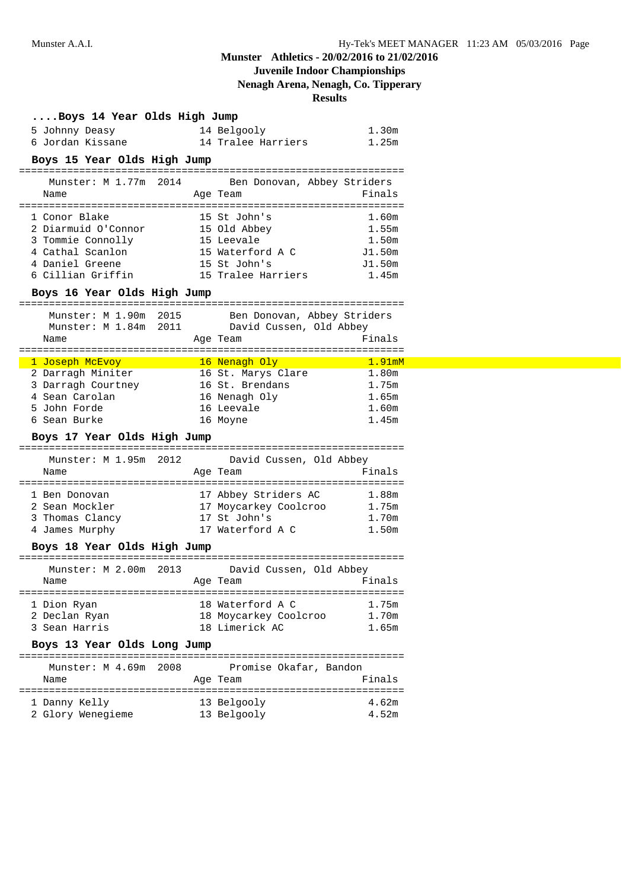# Munster Athletics - 20/02/2016 to 21/02/2016
## Juvenile Indoor Championships
## Nenagh Arena, Nenagh, Co. Tipperary
## Results

### ....Boys 14 Year Olds High Jump

| Place | Name | Age | Team | Finals |
|---|---|---|---|---|
| 5 | Johnny Deasy | 14 | Belgooly | 1.30m |
| 6 | Jordan Kissane | 14 | Tralee Harriers | 1.25m |

### Boys 15 Year Olds High Jump

Munster: M 1.77m 2014 Ben Donovan, Abbey Striders

| Place | Name | Age | Team | Finals |
|---|---|---|---|---|
| 1 | Conor Blake | 15 | St John's | 1.60m |
| 2 | Diarmuid O'Connor | 15 | Old Abbey | 1.55m |
| 3 | Tommie Connolly | 15 | Leevale | 1.50m |
| 4 | Cathal Scanlon | 15 | Waterford A C | J1.50m |
| 4 | Daniel Greene | 15 | St John's | J1.50m |
| 6 | Cillian Griffin | 15 | Tralee Harriers | 1.45m |

### Boys 16 Year Olds High Jump

Munster: M 1.90m 2015 Ben Donovan, Abbey Striders
Munster: M 1.84m 2011 David Cussen, Old Abbey

| Place | Name | Age | Team | Finals |
|---|---|---|---|---|
| 1 | Joseph McEvoy | 16 | Nenagh Oly | 1.91mM |
| 2 | Darragh Miniter | 16 | St. Marys Clare | 1.80m |
| 3 | Darragh Courtney | 16 | St. Brendans | 1.75m |
| 4 | Sean Carolan | 16 | Nenagh Oly | 1.65m |
| 5 | John Forde | 16 | Leevale | 1.60m |
| 6 | Sean Burke | 16 | Moyne | 1.45m |

### Boys 17 Year Olds High Jump

Munster: M 1.95m 2012 David Cussen, Old Abbey

| Place | Name | Age | Team | Finals |
|---|---|---|---|---|
| 1 | Ben Donovan | 17 | Abbey Striders AC | 1.88m |
| 2 | Sean Mockler | 17 | Moycarkey Coolcroo | 1.75m |
| 3 | Thomas Clancy | 17 | St John's | 1.70m |
| 4 | James Murphy | 17 | Waterford A C | 1.50m |

### Boys 18 Year Olds High Jump

Munster: M 2.00m 2013 David Cussen, Old Abbey

| Place | Name | Age | Team | Finals |
|---|---|---|---|---|
| 1 | Dion Ryan | 18 | Waterford A C | 1.75m |
| 2 | Declan Ryan | 18 | Moycarkey Coolcroo | 1.70m |
| 3 | Sean Harris | 18 | Limerick AC | 1.65m |

### Boys 13 Year Olds Long Jump

Munster: M 4.69m 2008 Promise Okafar, Bandon

| Place | Name | Age | Team | Finals |
|---|---|---|---|---|
| 1 | Danny Kelly | 13 | Belgooly | 4.62m |
| 2 | Glory Wenegieme | 13 | Belgooly | 4.52m |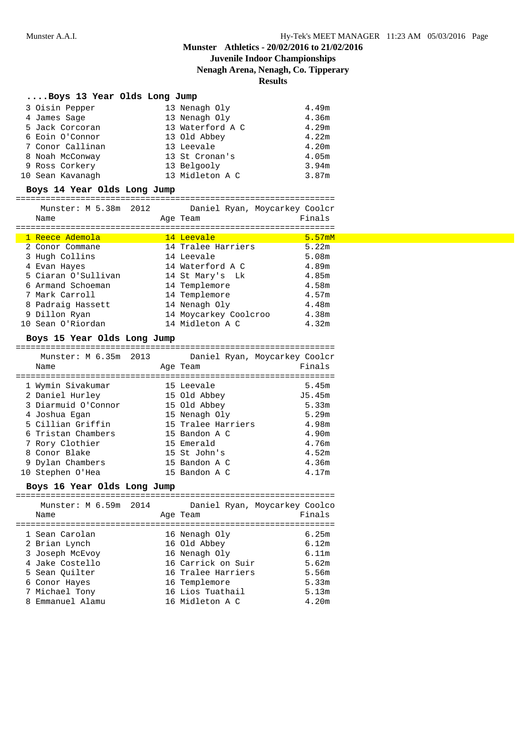Munster Athletics - 20/02/2016 to 21/02/2016

Juvenile Indoor Championships

Nenagh Arena, Nenagh, Co. Tipperary

Results

## ....Boys 13 Year Olds Long Jump

| | Name | Age | Team | Finals |
|---|---|---|---|---|
| 3 | Oisin Pepper | 13 | Nenagh Oly | 4.49m |
| 4 | James Sage | 13 | Nenagh Oly | 4.36m |
| 5 | Jack Corcoran | 13 | Waterford A C | 4.29m |
| 6 | Eoin O'Connor | 13 | Old Abbey | 4.22m |
| 7 | Conor Callinan | 13 | Leevale | 4.20m |
| 8 | Noah McConway | 13 | St Cronan's | 4.05m |
| 9 | Ross Corkery | 13 | Belgooly | 3.94m |
| 10 | Sean Kavanagh | 13 | Midleton A C | 3.87m |

## Boys 14 Year Olds Long Jump

Munster: M 5.38m 2012 Daniel Ryan, Moycarkey Coolcr

| | Name | Age | Team | Finals |
|---|---|---|---|---|
| 1 | Reece Ademola | 14 | Leevale | 5.57mM |
| 2 | Conor Commane | 14 | Tralee Harriers | 5.22m |
| 3 | Hugh Collins | 14 | Leevale | 5.08m |
| 4 | Evan Hayes | 14 | Waterford A C | 4.89m |
| 5 | Ciaran O'Sullivan | 14 | St Mary's Lk | 4.85m |
| 6 | Armand Schoeman | 14 | Templemore | 4.58m |
| 7 | Mark Carroll | 14 | Templemore | 4.57m |
| 8 | Padraig Hassett | 14 | Nenagh Oly | 4.48m |
| 9 | Dillon Ryan | 14 | Moycarkey Coolcroo | 4.38m |
| 10 | Sean O'Riordan | 14 | Midleton A C | 4.32m |

## Boys 15 Year Olds Long Jump

Munster: M 6.35m 2013 Daniel Ryan, Moycarkey Coolcr

| | Name | Age | Team | Finals |
|---|---|---|---|---|
| 1 | Wymin Sivakumar | 15 | Leevale | 5.45m |
| 2 | Daniel Hurley | 15 | Old Abbey | J5.45m |
| 3 | Diarmuid O'Connor | 15 | Old Abbey | 5.33m |
| 4 | Joshua Egan | 15 | Nenagh Oly | 5.29m |
| 5 | Cillian Griffin | 15 | Tralee Harriers | 4.98m |
| 6 | Tristan Chambers | 15 | Bandon A C | 4.90m |
| 7 | Rory Clothier | 15 | Emerald | 4.76m |
| 8 | Conor Blake | 15 | St John's | 4.52m |
| 9 | Dylan Chambers | 15 | Bandon A C | 4.36m |
| 10 | Stephen O'Hea | 15 | Bandon A C | 4.17m |

## Boys 16 Year Olds Long Jump

Munster: M 6.59m 2014 Daniel Ryan, Moycarkey Coolco

| | Name | Age | Team | Finals |
|---|---|---|---|---|
| 1 | Sean Carolan | 16 | Nenagh Oly | 6.25m |
| 2 | Brian Lynch | 16 | Old Abbey | 6.12m |
| 3 | Joseph McEvoy | 16 | Nenagh Oly | 6.11m |
| 4 | Jake Costello | 16 | Carrick on Suir | 5.62m |
| 5 | Sean Quilter | 16 | Tralee Harriers | 5.56m |
| 6 | Conor Hayes | 16 | Templemore | 5.33m |
| 7 | Michael Tony | 16 | Lios Tuathail | 5.13m |
| 8 | Emmanuel Alamu | 16 | Midleton A C | 4.20m |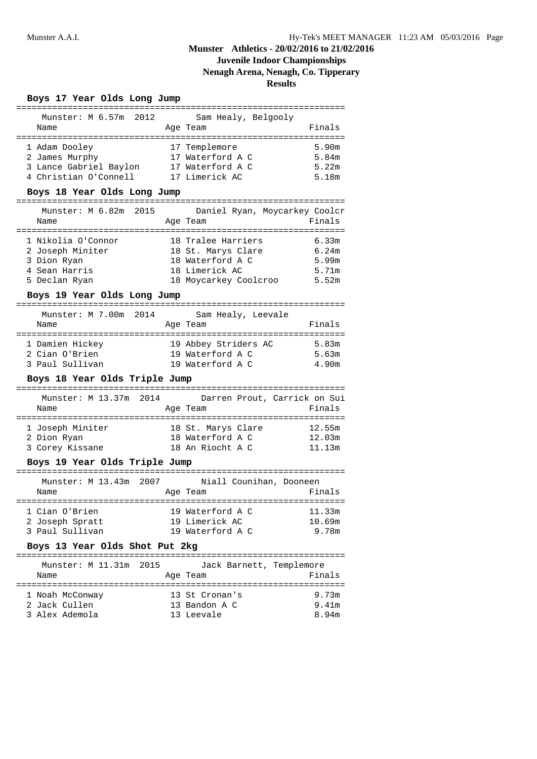Munster Athletics - 20/02/2016 to 21/02/2016
Juvenile Indoor Championships
Nenagh Arena, Nenagh, Co. Tipperary
Results

### Boys 17 Year Olds Long Jump

Munster: M 6.57m 2012 Sam Healy, Belgooly

| Place | Name | Age | Team | Finals |
|---|---|---|---|---|
| 1 | Adam Dooley | 17 | Templemore | 5.90m |
| 2 | James Murphy | 17 | Waterford A C | 5.84m |
| 3 | Lance Gabriel Baylon | 17 | Waterford A C | 5.22m |
| 4 | Christian O'Connell | 17 | Limerick AC | 5.18m |

### Boys 18 Year Olds Long Jump

Munster: M 6.82m 2015 Daniel Ryan, Moycarkey Coolcr

| Place | Name | Age | Team | Finals |
|---|---|---|---|---|
| 1 | Nikolia O'Connor | 18 | Tralee Harriers | 6.33m |
| 2 | Joseph Miniter | 18 | St. Marys Clare | 6.24m |
| 3 | Dion Ryan | 18 | Waterford A C | 5.99m |
| 4 | Sean Harris | 18 | Limerick AC | 5.71m |
| 5 | Declan Ryan | 18 | Moycarkey Coolcroo | 5.52m |

### Boys 19 Year Olds Long Jump

Munster: M 7.00m 2014 Sam Healy, Leevale

| Place | Name | Age | Team | Finals |
|---|---|---|---|---|
| 1 | Damien Hickey | 19 | Abbey Striders AC | 5.83m |
| 2 | Cian O'Brien | 19 | Waterford A C | 5.63m |
| 3 | Paul Sullivan | 19 | Waterford A C | 4.90m |

### Boys 18 Year Olds Triple Jump

Munster: M 13.37m 2014 Darren Prout, Carrick on Sui

| Place | Name | Age | Team | Finals |
|---|---|---|---|---|
| 1 | Joseph Miniter | 18 | St. Marys Clare | 12.55m |
| 2 | Dion Ryan | 18 | Waterford A C | 12.03m |
| 3 | Corey Kissane | 18 | An Riocht A C | 11.13m |

### Boys 19 Year Olds Triple Jump

Munster: M 13.43m 2007 Niall Counihan, Dooneen

| Place | Name | Age | Team | Finals |
|---|---|---|---|---|
| 1 | Cian O'Brien | 19 | Waterford A C | 11.33m |
| 2 | Joseph Spratt | 19 | Limerick AC | 10.69m |
| 3 | Paul Sullivan | 19 | Waterford A C | 9.78m |

### Boys 13 Year Olds Shot Put 2kg

Munster: M 11.31m 2015 Jack Barnett, Templemore

| Place | Name | Age | Team | Finals |
|---|---|---|---|---|
| 1 | Noah McConway | 13 | St Cronan's | 9.73m |
| 2 | Jack Cullen | 13 | Bandon A C | 9.41m |
| 3 | Alex Ademola | 13 | Leevale | 8.94m |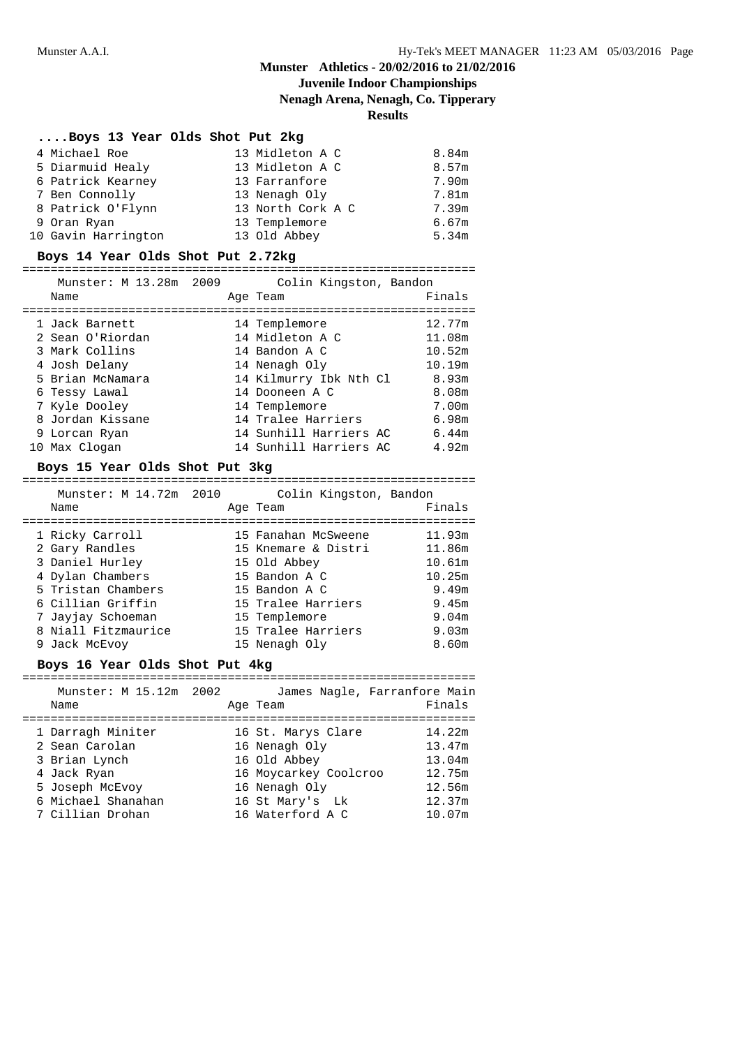# Munster Athletics - 20/02/2016 to 21/02/2016

## Juvenile Indoor Championships

## Nenagh Arena, Nenagh, Co. Tipperary

## Results

### ....Boys 13 Year Olds Shot Put 2kg

| Place | Name | Age | Team | Finals |
|---|---|---|---|---|
| 4 | Michael Roe | 13 | Midleton A C | 8.84m |
| 5 | Diarmuid Healy | 13 | Midleton A C | 8.57m |
| 6 | Patrick Kearney | 13 | Farranfore | 7.90m |
| 7 | Ben Connolly | 13 | Nenagh Oly | 7.81m |
| 8 | Patrick O'Flynn | 13 | North Cork A C | 7.39m |
| 9 | Oran Ryan | 13 | Templemore | 6.67m |
| 10 | Gavin Harrington | 13 | Old Abbey | 5.34m |

### Boys 14 Year Olds Shot Put 2.72kg

Munster: M 13.28m 2009 Colin Kingston, Bandon

| Place | Name | Age | Team | Finals |
|---|---|---|---|---|
| 1 | Jack Barnett | 14 | Templemore | 12.77m |
| 2 | Sean O'Riordan | 14 | Midleton A C | 11.08m |
| 3 | Mark Collins | 14 | Bandon A C | 10.52m |
| 4 | Josh Delany | 14 | Nenagh Oly | 10.19m |
| 5 | Brian McNamara | 14 | Kilmurry Ibk Nth Cl | 8.93m |
| 6 | Tessy Lawal | 14 | Dooneen A C | 8.08m |
| 7 | Kyle Dooley | 14 | Templemore | 7.00m |
| 8 | Jordan Kissane | 14 | Tralee Harriers | 6.98m |
| 9 | Lorcan Ryan | 14 | Sunhill Harriers AC | 6.44m |
| 10 | Max Clogan | 14 | Sunhill Harriers AC | 4.92m |

### Boys 15 Year Olds Shot Put 3kg

Munster: M 14.72m 2010 Colin Kingston, Bandon

| Place | Name | Age | Team | Finals |
|---|---|---|---|---|
| 1 | Ricky Carroll | 15 | Fanahan McSweene | 11.93m |
| 2 | Gary Randles | 15 | Knemare & Distri | 11.86m |
| 3 | Daniel Hurley | 15 | Old Abbey | 10.61m |
| 4 | Dylan Chambers | 15 | Bandon A C | 10.25m |
| 5 | Tristan Chambers | 15 | Bandon A C | 9.49m |
| 6 | Cillian Griffin | 15 | Tralee Harriers | 9.45m |
| 7 | Jayjay Schoeman | 15 | Templemore | 9.04m |
| 8 | Niall Fitzmaurice | 15 | Tralee Harriers | 9.03m |
| 9 | Jack McEvoy | 15 | Nenagh Oly | 8.60m |

### Boys 16 Year Olds Shot Put 4kg

Munster: M 15.12m 2002 James Nagle, Farranfore Main

| Place | Name | Age | Team | Finals |
|---|---|---|---|---|
| 1 | Darragh Miniter | 16 | St. Marys Clare | 14.22m |
| 2 | Sean Carolan | 16 | Nenagh Oly | 13.47m |
| 3 | Brian Lynch | 16 | Old Abbey | 13.04m |
| 4 | Jack Ryan | 16 | Moycarkey Coolcroo | 12.75m |
| 5 | Joseph McEvoy | 16 | Nenagh Oly | 12.56m |
| 6 | Michael Shanahan | 16 | St Mary's Lk | 12.37m |
| 7 | Cillian Drohan | 16 | Waterford A C | 10.07m |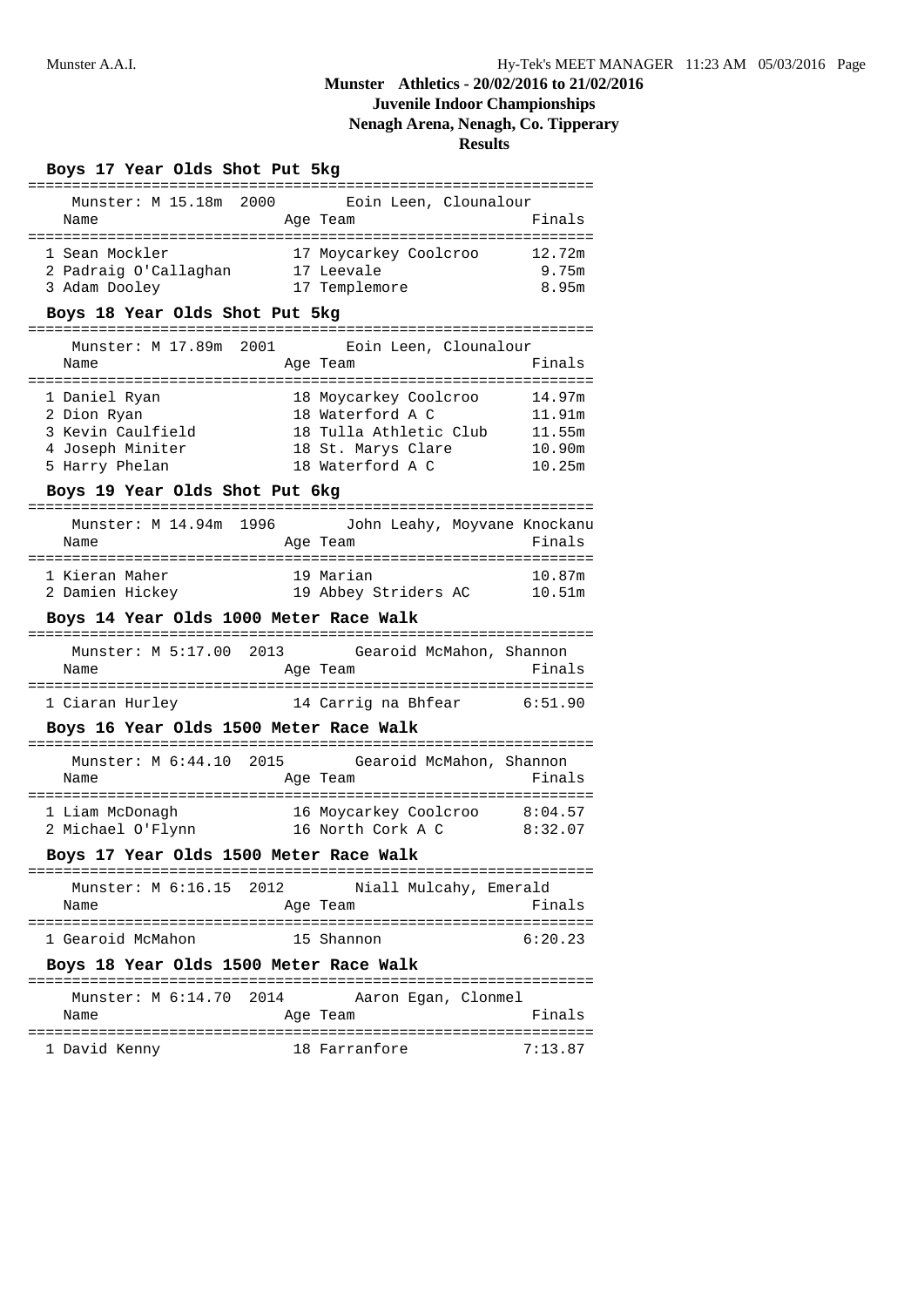# Munster Athletics - 20/02/2016 to 21/02/2016
## Juvenile Indoor Championships
## Nenagh Arena, Nenagh, Co. Tipperary
## Results

### Boys 17 Year Olds Shot Put 5kg

Munster: M 15.18m 2000 Eoin Leen, Clounalour

| Name | Age | Team | Finals |
|---|---|---|---|
| 1 Sean Mockler | 17 | Moycarkey Coolcroo | 12.72m |
| 2 Padraig O'Callaghan | 17 | Leevale | 9.75m |
| 3 Adam Dooley | 17 | Templemore | 8.95m |

### Boys 18 Year Olds Shot Put 5kg

Munster: M 17.89m 2001 Eoin Leen, Clounalour

| Name | Age | Team | Finals |
|---|---|---|---|
| 1 Daniel Ryan | 18 | Moycarkey Coolcroo | 14.97m |
| 2 Dion Ryan | 18 | Waterford A C | 11.91m |
| 3 Kevin Caulfield | 18 | Tulla Athletic Club | 11.55m |
| 4 Joseph Miniter | 18 | St. Marys Clare | 10.90m |
| 5 Harry Phelan | 18 | Waterford A C | 10.25m |

### Boys 19 Year Olds Shot Put 6kg

Munster: M 14.94m 1996 John Leahy, Moyvane Knockanu

| Name | Age | Team | Finals |
|---|---|---|---|
| 1 Kieran Maher | 19 | Marian | 10.87m |
| 2 Damien Hickey | 19 | Abbey Striders AC | 10.51m |

### Boys 14 Year Olds 1000 Meter Race Walk

Munster: M 5:17.00 2013 Gearoid McMahon, Shannon

| Name | Age | Team | Finals |
|---|---|---|---|
| 1 Ciaran Hurley | 14 | Carrig na Bhfear | 6:51.90 |

### Boys 16 Year Olds 1500 Meter Race Walk

Munster: M 6:44.10 2015 Gearoid McMahon, Shannon

| Name | Age | Team | Finals |
|---|---|---|---|
| 1 Liam McDonagh | 16 | Moycarkey Coolcroo | 8:04.57 |
| 2 Michael O'Flynn | 16 | North Cork A C | 8:32.07 |

### Boys 17 Year Olds 1500 Meter Race Walk

Munster: M 6:16.15 2012 Niall Mulcahy, Emerald

| Name | Age | Team | Finals |
|---|---|---|---|
| 1 Gearoid McMahon | 15 | Shannon | 6:20.23 |

### Boys 18 Year Olds 1500 Meter Race Walk

Munster: M 6:14.70 2014 Aaron Egan, Clonmel

| Name | Age | Team | Finals |
|---|---|---|---|
| 1 David Kenny | 18 | Farranfore | 7:13.87 |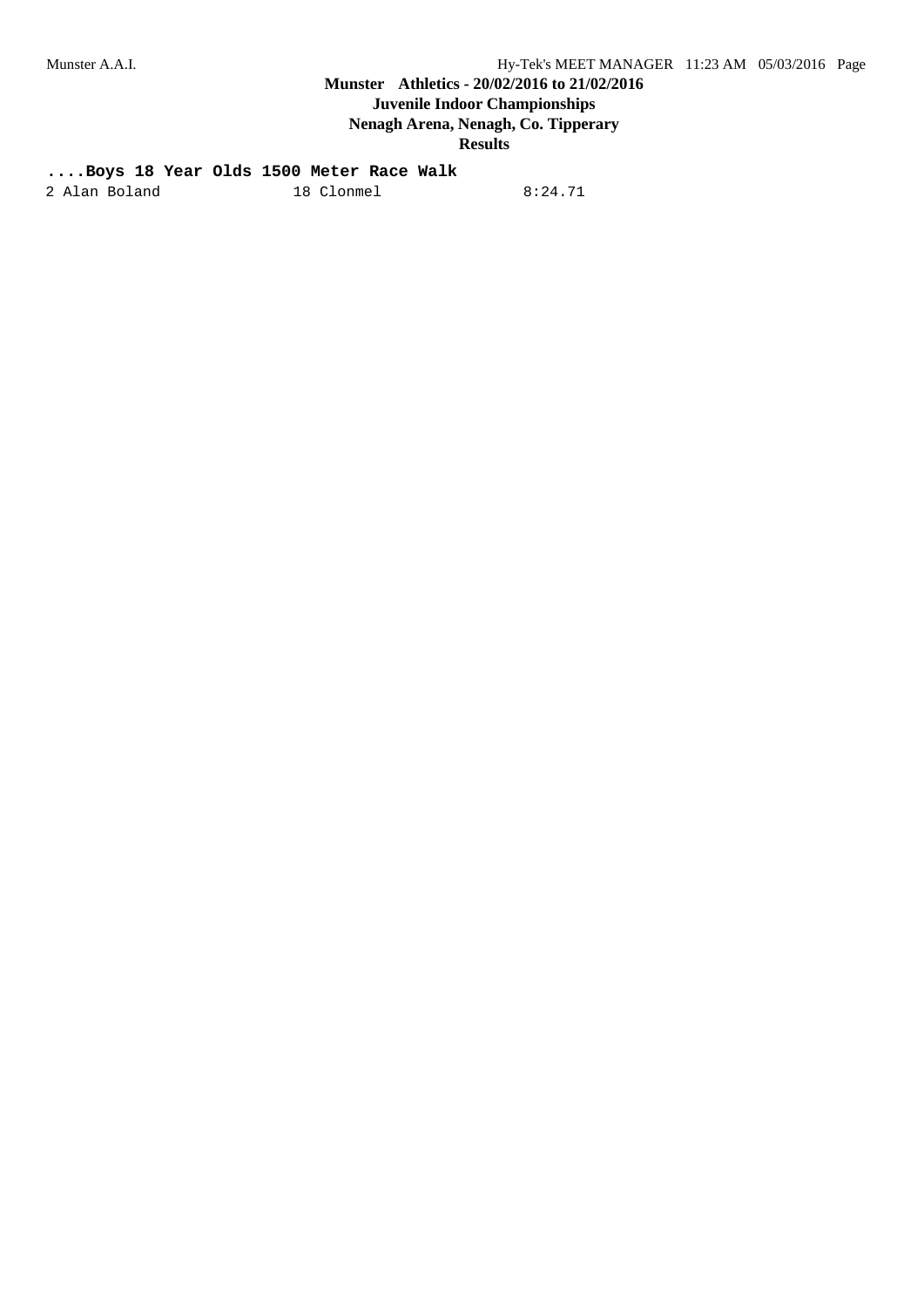**Munster Athletics - 20/02/2016 to 21/02/2016**
**Juvenile Indoor Championships**
**Nenagh Arena, Nenagh, Co. Tipperary**
**Results**

**....Boys 18 Year Olds 1500 Meter Race Walk**

| | | | | |
|---|---|---|---|---|
| 2 | Alan Boland | 18 | Clonmel | 8:24.71 |